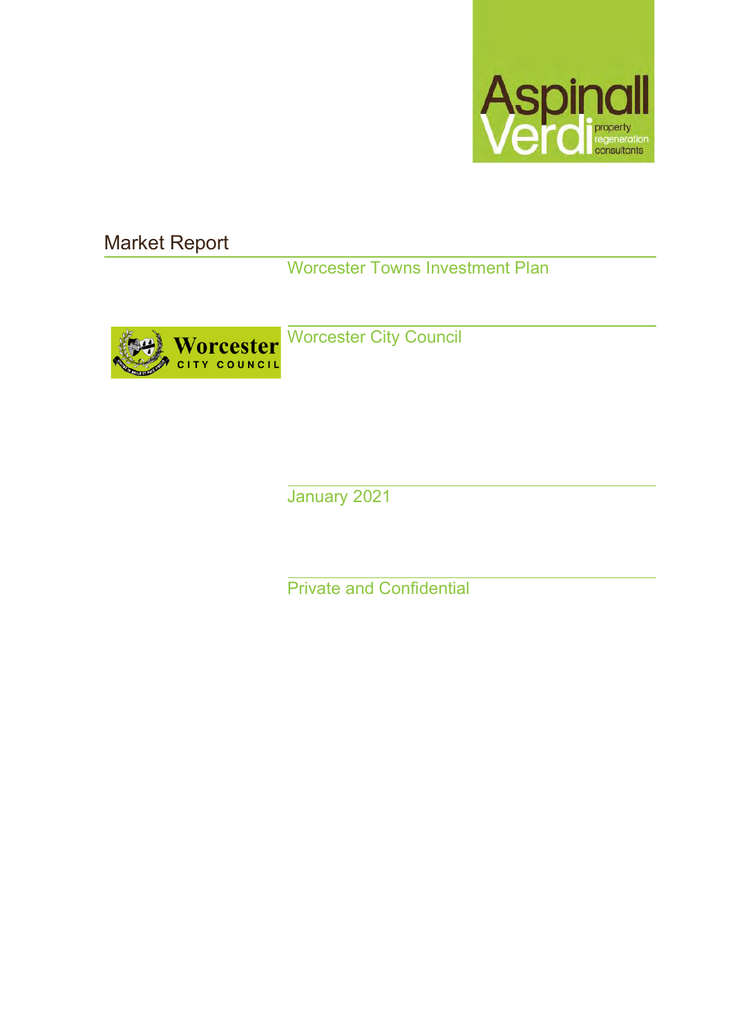# Market Report

Worcester Towns Investment Plan

Worcester City Council

January 2021

Private and Confidential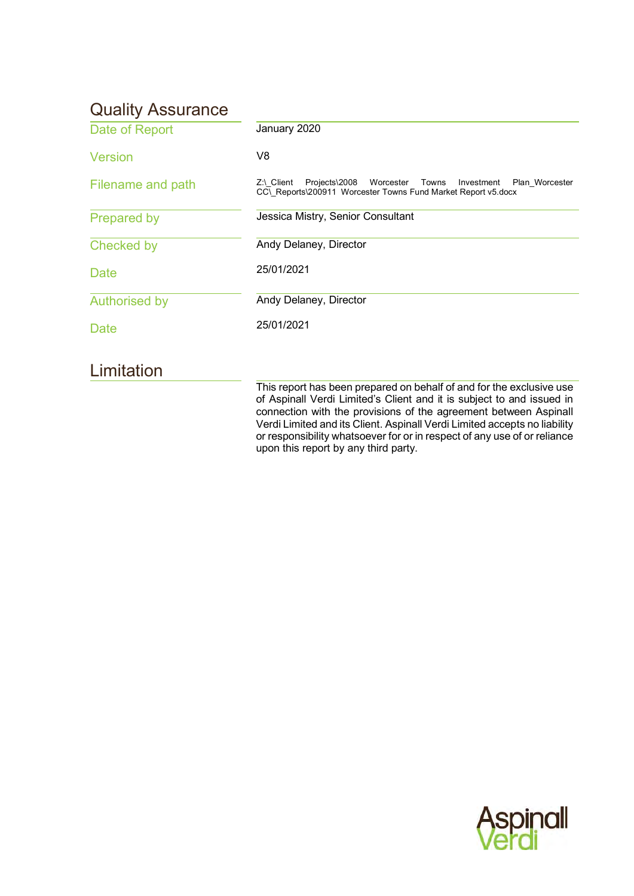## Quality Assurance

| | |
|---|---|
| Date of Report | January 2020 |
| Version | V8 |
| Filename and path | Z:\_Client Projects\2008 Worcester Towns Investment Plan_Worcester CC\_Reports\200911 Worcester Towns Fund Market Report v5.docx |
| Prepared by | Jessica Mistry, Senior Consultant |
| Checked by | Andy Delaney, Director |
| Date | 25/01/2021 |
| Authorised by | Andy Delaney, Director |
| Date | 25/01/2021 |

## Limitation

This report has been prepared on behalf of and for the exclusive use of Aspinall Verdi Limited's Client and it is subject to and issued in connection with the provisions of the agreement between Aspinall Verdi Limited and its Client. Aspinall Verdi Limited accepts no liability or responsibility whatsoever for or in respect of any use of or reliance upon this report by any third party.

Aspinall Verdi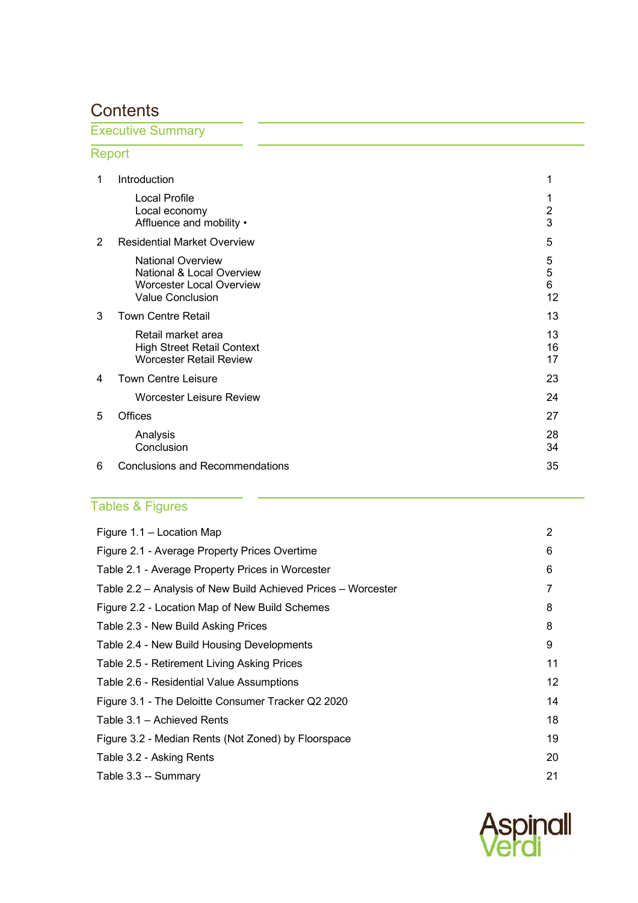# Contents

## Executive Summary

## Report

| | | |
|---|---|---|
| 1 | Introduction | 1 |
| | Local Profile | 1 |
| | Local economy | 2 |
| | Affluence and mobility • | 3 |
| 2 | Residential Market Overview | 5 |
| | National Overview | 5 |
| | National & Local Overview | 5 |
| | Worcester Local Overview | 6 |
| | Value Conclusion | 12 |
| 3 | Town Centre Retail | 13 |
| | Retail market area | 13 |
| | High Street Retail Context | 16 |
| | Worcester Retail Review | 17 |
| 4 | Town Centre Leisure | 23 |
| | Worcester Leisure Review | 24 |
| 5 | Offices | 27 |
| | Analysis | 28 |
| | Conclusion | 34 |
| 6 | Conclusions and Recommendations | 35 |

## Tables & Figures

| | |
|---|---|
| Figure 1.1 – Location Map | 2 |
| Figure 2.1 - Average Property Prices Overtime | 6 |
| Table 2.1 - Average Property Prices in Worcester | 6 |
| Table 2.2 – Analysis of New Build Achieved Prices – Worcester | 7 |
| Figure 2.2 - Location Map of New Build Schemes | 8 |
| Table 2.3 - New Build Asking Prices | 8 |
| Table 2.4 - New Build Housing Developments | 9 |
| Table 2.5 - Retirement Living Asking Prices | 11 |
| Table 2.6 - Residential Value Assumptions | 12 |
| Figure 3.1 - The Deloitte Consumer Tracker Q2 2020 | 14 |
| Table 3.1 – Achieved Rents | 18 |
| Figure 3.2 - Median Rents (Not Zoned) by Floorspace | 19 |
| Table 3.2 - Asking Rents | 20 |
| Table 3.3 -- Summary | 21 |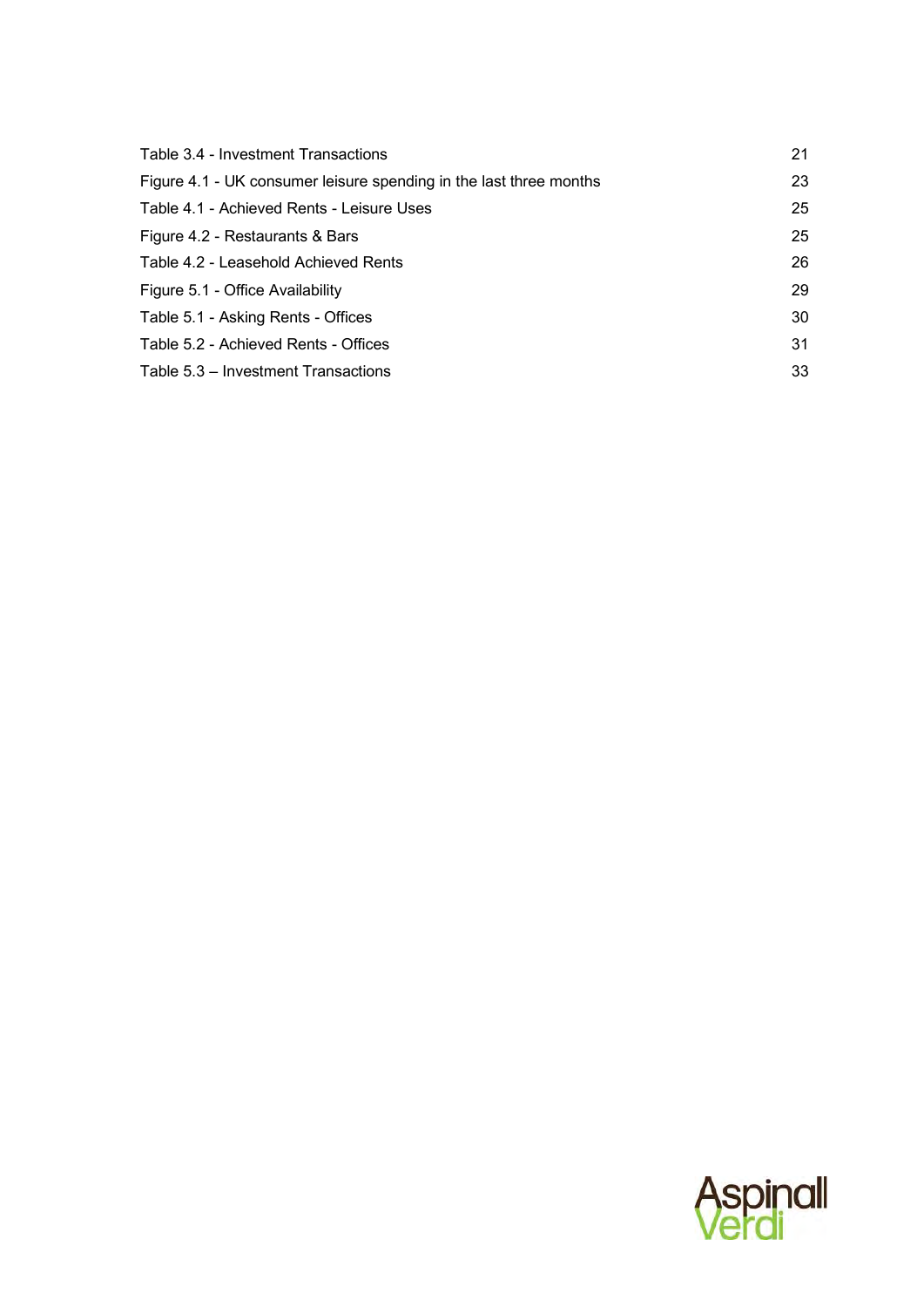| | |
|---|---|
| Table 3.4 - Investment Transactions | 21 |
| Figure 4.1 - UK consumer leisure spending in the last three months | 23 |
| Table 4.1 - Achieved Rents - Leisure Uses | 25 |
| Figure 4.2 - Restaurants & Bars | 25 |
| Table 4.2 - Leasehold Achieved Rents | 26 |
| Figure 5.1 - Office Availability | 29 |
| Table 5.1 - Asking Rents - Offices | 30 |
| Table 5.2 - Achieved Rents - Offices | 31 |
| Table 5.3 – Investment Transactions | 33 |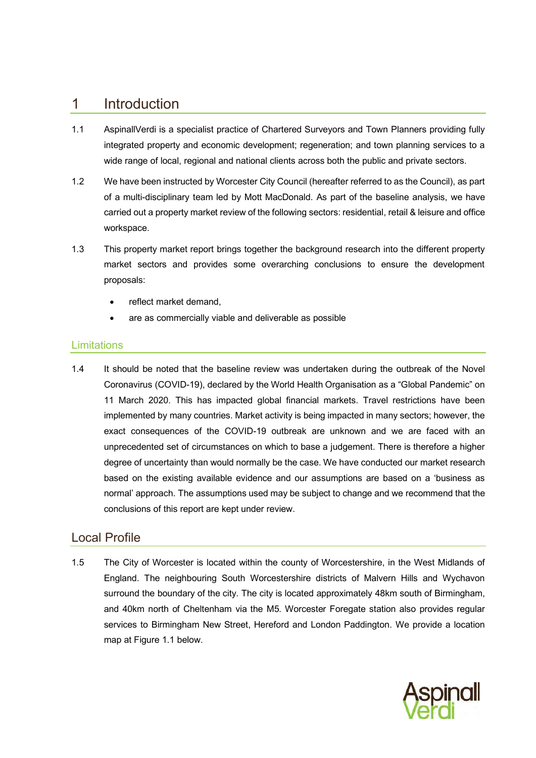# 1 Introduction

1.1 AspinallVerdi is a specialist practice of Chartered Surveyors and Town Planners providing fully integrated property and economic development; regeneration; and town planning services to a wide range of local, regional and national clients across both the public and private sectors.

1.2 We have been instructed by Worcester City Council (hereafter referred to as the Council), as part of a multi-disciplinary team led by Mott MacDonald. As part of the baseline analysis, we have carried out a property market review of the following sectors: residential, retail & leisure and office workspace.

1.3 This property market report brings together the background research into the different property market sectors and provides some overarching conclusions to ensure the development proposals:

- reflect market demand,
- are as commercially viable and deliverable as possible

### Limitations

1.4 It should be noted that the baseline review was undertaken during the outbreak of the Novel Coronavirus (COVID-19), declared by the World Health Organisation as a "Global Pandemic" on 11 March 2020. This has impacted global financial markets. Travel restrictions have been implemented by many countries. Market activity is being impacted in many sectors; however, the exact consequences of the COVID-19 outbreak are unknown and we are faced with an unprecedented set of circumstances on which to base a judgement. There is therefore a higher degree of uncertainty than would normally be the case. We have conducted our market research based on the existing available evidence and our assumptions are based on a 'business as normal' approach. The assumptions used may be subject to change and we recommend that the conclusions of this report are kept under review.

## Local Profile

1.5 The City of Worcester is located within the county of Worcestershire, in the West Midlands of England. The neighbouring South Worcestershire districts of Malvern Hills and Wychavon surround the boundary of the city. The city is located approximately 48km south of Birmingham, and 40km north of Cheltenham via the M5. Worcester Foregate station also provides regular services to Birmingham New Street, Hereford and London Paddington. We provide a location map at Figure 1.1 below.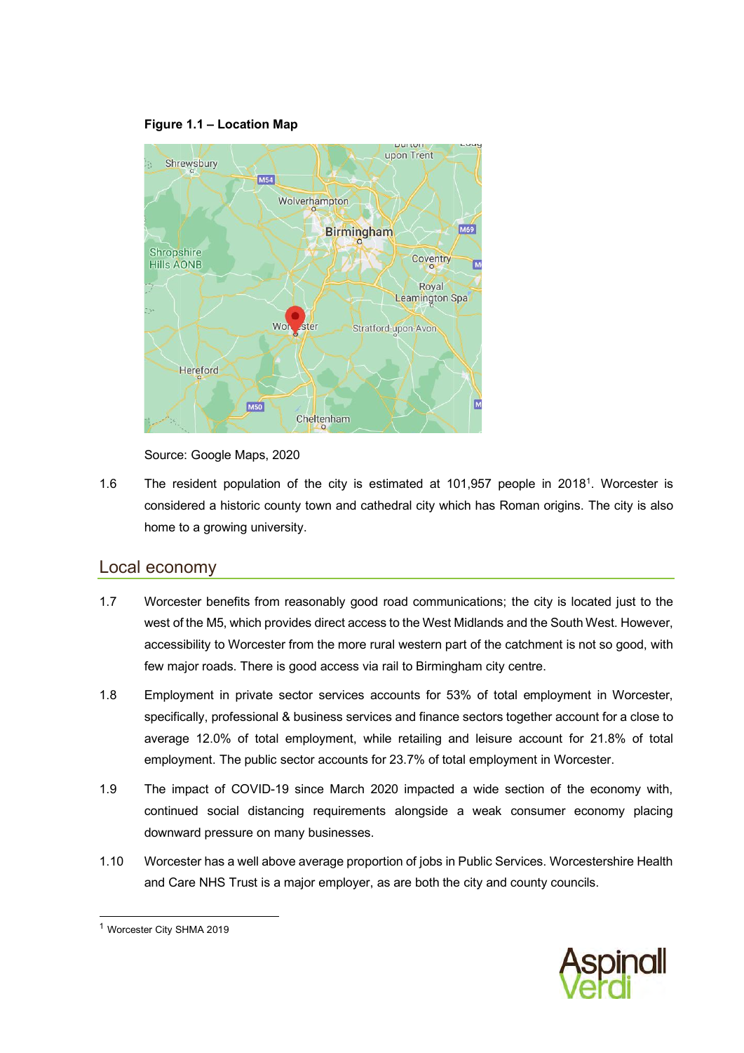**Figure 1.1 – Location Map**

Source: Google Maps, 2020

1.6 The resident population of the city is estimated at 101,957 people in 2018[1]. Worcester is considered a historic county town and cathedral city which has Roman origins. The city is also home to a growing university.

## Local economy

1.7 Worcester benefits from reasonably good road communications; the city is located just to the west of the M5, which provides direct access to the West Midlands and the South West. However, accessibility to Worcester from the more rural western part of the catchment is not so good, with few major roads. There is good access via rail to Birmingham city centre.

1.8 Employment in private sector services accounts for 53% of total employment in Worcester, specifically, professional & business services and finance sectors together account for a close to average 12.0% of total employment, while retailing and leisure account for 21.8% of total employment. The public sector accounts for 23.7% of total employment in Worcester.

1.9 The impact of COVID-19 since March 2020 impacted a wide section of the economy with, continued social distancing requirements alongside a weak consumer economy placing downward pressure on many businesses.

1.10 Worcester has a well above average proportion of jobs in Public Services. Worcestershire Health and Care NHS Trust is a major employer, as are both the city and county councils.

[1] Worcester City SHMA 2019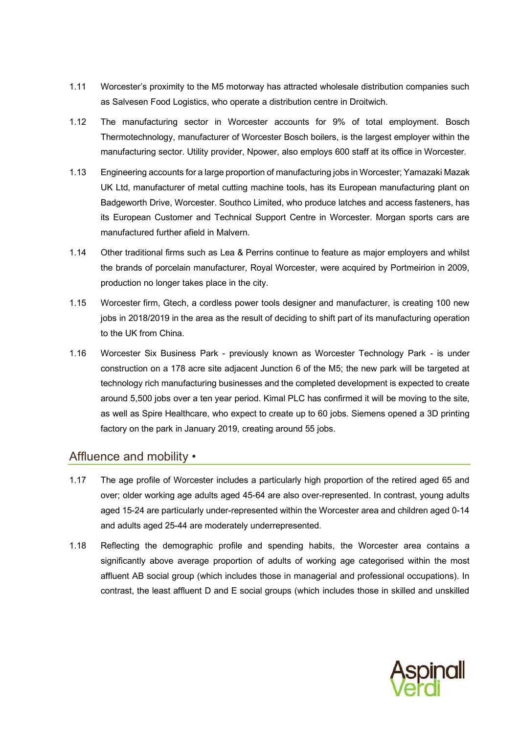1.11 Worcester's proximity to the M5 motorway has attracted wholesale distribution companies such as Salvesen Food Logistics, who operate a distribution centre in Droitwich.

1.12 The manufacturing sector in Worcester accounts for 9% of total employment. Bosch Thermotechnology, manufacturer of Worcester Bosch boilers, is the largest employer within the manufacturing sector. Utility provider, Npower, also employs 600 staff at its office in Worcester.

1.13 Engineering accounts for a large proportion of manufacturing jobs in Worcester; Yamazaki Mazak UK Ltd, manufacturer of metal cutting machine tools, has its European manufacturing plant on Badgeworth Drive, Worcester. Southco Limited, who produce latches and access fasteners, has its European Customer and Technical Support Centre in Worcester. Morgan sports cars are manufactured further afield in Malvern.

1.14 Other traditional firms such as Lea & Perrins continue to feature as major employers and whilst the brands of porcelain manufacturer, Royal Worcester, were acquired by Portmeirion in 2009, production no longer takes place in the city.

1.15 Worcester firm, Gtech, a cordless power tools designer and manufacturer, is creating 100 new jobs in 2018/2019 in the area as the result of deciding to shift part of its manufacturing operation to the UK from China.

1.16 Worcester Six Business Park - previously known as Worcester Technology Park - is under construction on a 178 acre site adjacent Junction 6 of the M5; the new park will be targeted at technology rich manufacturing businesses and the completed development is expected to create around 5,500 jobs over a ten year period. Kimal PLC has confirmed it will be moving to the site, as well as Spire Healthcare, who expect to create up to 60 jobs. Siemens opened a 3D printing factory on the park in January 2019, creating around 55 jobs.

## Affluence and mobility •

1.17 The age profile of Worcester includes a particularly high proportion of the retired aged 65 and over; older working age adults aged 45-64 are also over-represented. In contrast, young adults aged 15-24 are particularly under-represented within the Worcester area and children aged 0-14 and adults aged 25-44 are moderately underrepresented.

1.18 Reflecting the demographic profile and spending habits, the Worcester area contains a significantly above average proportion of adults of working age categorised within the most affluent AB social group (which includes those in managerial and professional occupations). In contrast, the least affluent D and E social groups (which includes those in skilled and unskilled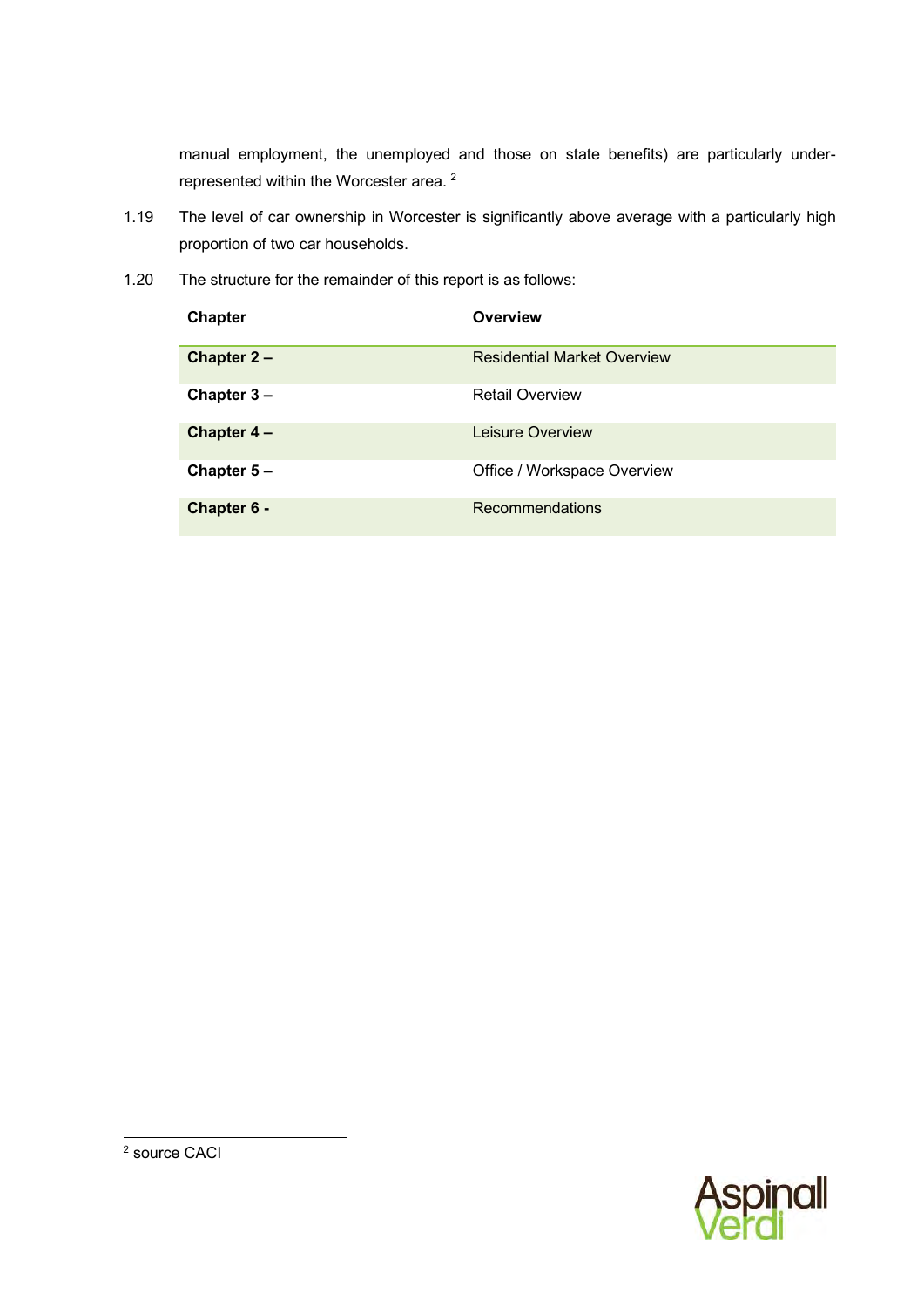manual employment, the unemployed and those on state benefits) are particularly under-represented within the Worcester area. [2]

1.19 The level of car ownership in Worcester is significantly above average with a particularly high proportion of two car households.

1.20 The structure for the remainder of this report is as follows:

| Chapter | Overview |
|---|---|
| **Chapter 2 –** | Residential Market Overview |
| **Chapter 3 –** | Retail Overview |
| **Chapter 4 –** | Leisure Overview |
| **Chapter 5 –** | Office / Workspace Overview |
| **Chapter 6 -** | Recommendations |

[2] source CACI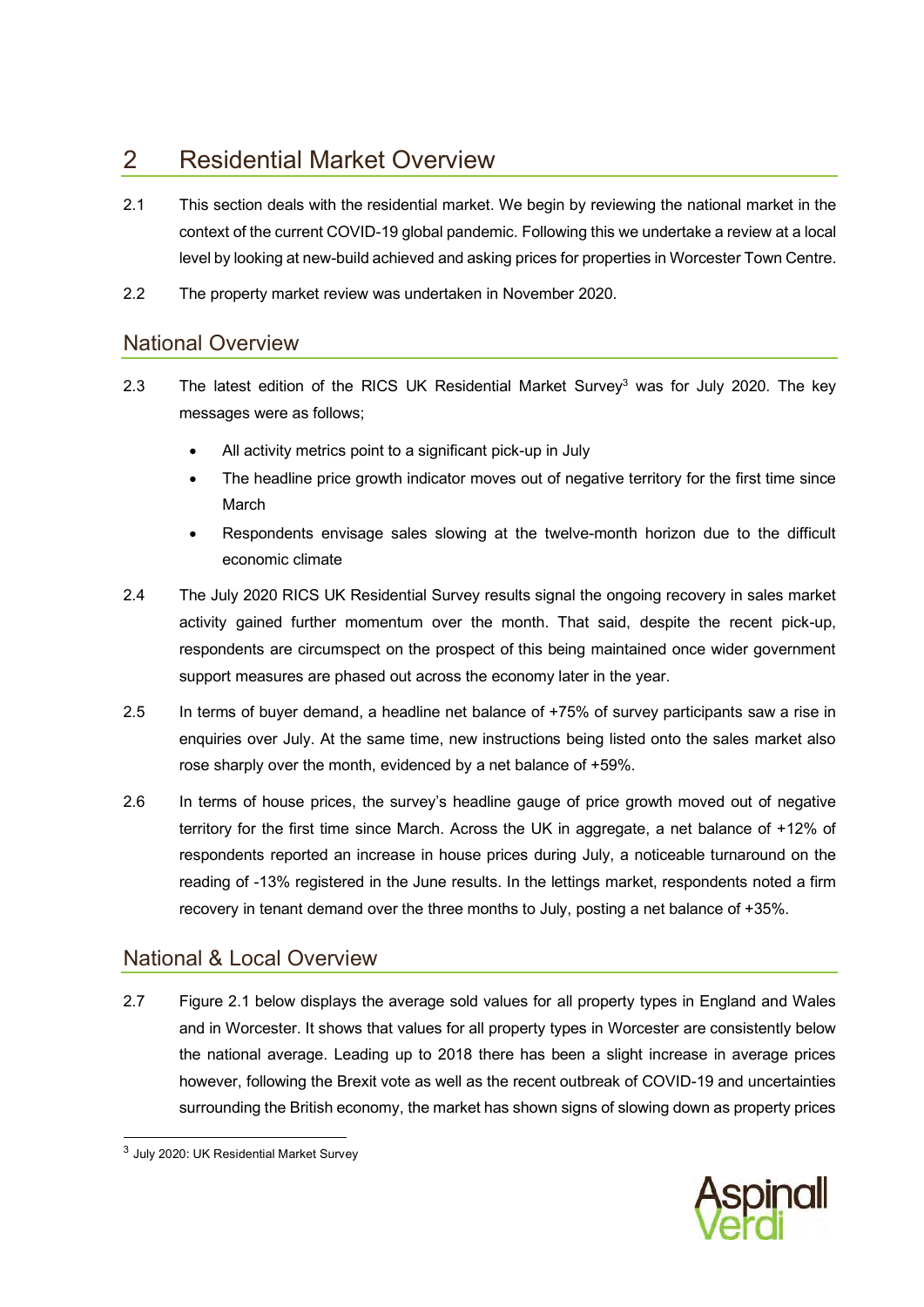## 2 Residential Market Overview

2.1 This section deals with the residential market. We begin by reviewing the national market in the context of the current COVID-19 global pandemic. Following this we undertake a review at a local level by looking at new-build achieved and asking prices for properties in Worcester Town Centre.

2.2 The property market review was undertaken in November 2020.

### National Overview

2.3 The latest edition of the RICS UK Residential Market Survey[3] was for July 2020. The key messages were as follows;

- All activity metrics point to a significant pick-up in July
- The headline price growth indicator moves out of negative territory for the first time since March
- Respondents envisage sales slowing at the twelve-month horizon due to the difficult economic climate

2.4 The July 2020 RICS UK Residential Survey results signal the ongoing recovery in sales market activity gained further momentum over the month. That said, despite the recent pick-up, respondents are circumspect on the prospect of this being maintained once wider government support measures are phased out across the economy later in the year.

2.5 In terms of buyer demand, a headline net balance of +75% of survey participants saw a rise in enquiries over July. At the same time, new instructions being listed onto the sales market also rose sharply over the month, evidenced by a net balance of +59%.

2.6 In terms of house prices, the survey's headline gauge of price growth moved out of negative territory for the first time since March. Across the UK in aggregate, a net balance of +12% of respondents reported an increase in house prices during July, a noticeable turnaround on the reading of -13% registered in the June results. In the lettings market, respondents noted a firm recovery in tenant demand over the three months to July, posting a net balance of +35%.

### National & Local Overview

2.7 Figure 2.1 below displays the average sold values for all property types in England and Wales and in Worcester. It shows that values for all property types in Worcester are consistently below the national average. Leading up to 2018 there has been a slight increase in average prices however, following the Brexit vote as well as the recent outbreak of COVID-19 and uncertainties surrounding the British economy, the market has shown signs of slowing down as property prices

[3] July 2020: UK Residential Market Survey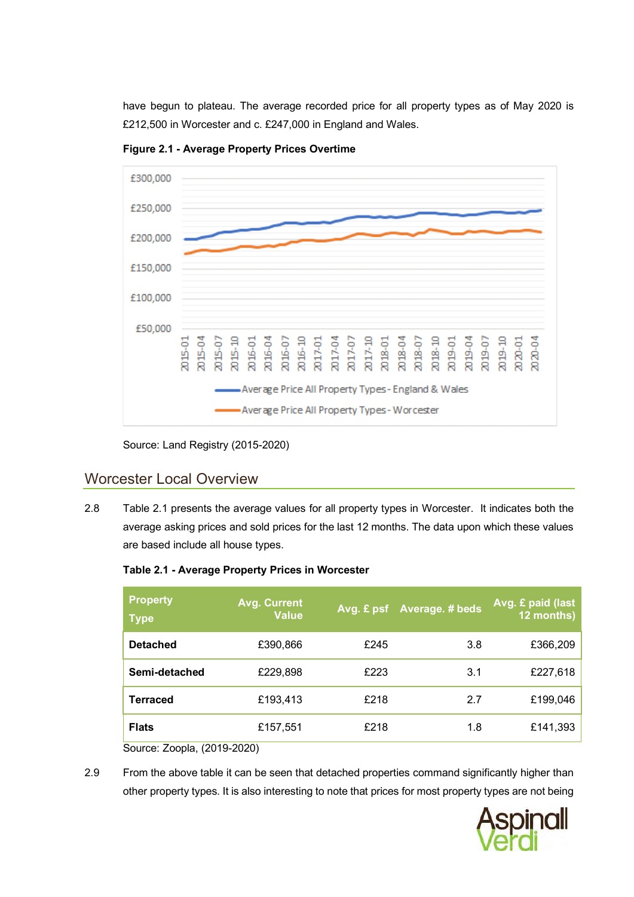have begun to plateau. The average recorded price for all property types as of May 2020 is £212,500 in Worcester and c. £247,000 in England and Wales.

**Figure 2.1 - Average Property Prices Overtime**

Source: Land Registry (2015-2020)

## Worcester Local Overview

2.8 Table 2.1 presents the average values for all property types in Worcester. It indicates both the average asking prices and sold prices for the last 12 months. The data upon which these values are based include all house types.

**Table 2.1 - Average Property Prices in Worcester**

| Property Type | Avg. Current Value | Avg. £ psf | Average. # beds | Avg. £ paid (last 12 months) |
|---|---|---|---|---|
| **Detached** | £390,866 | £245 | 3.8 | £366,209 |
| **Semi-detached** | £229,898 | £223 | 3.1 | £227,618 |
| **Terraced** | £193,413 | £218 | 2.7 | £199,046 |
| **Flats** | £157,551 | £218 | 1.8 | £141,393 |

Source: Zoopla, (2019-2020)

2.9 From the above table it can be seen that detached properties command significantly higher than other property types. It is also interesting to note that prices for most property types are not being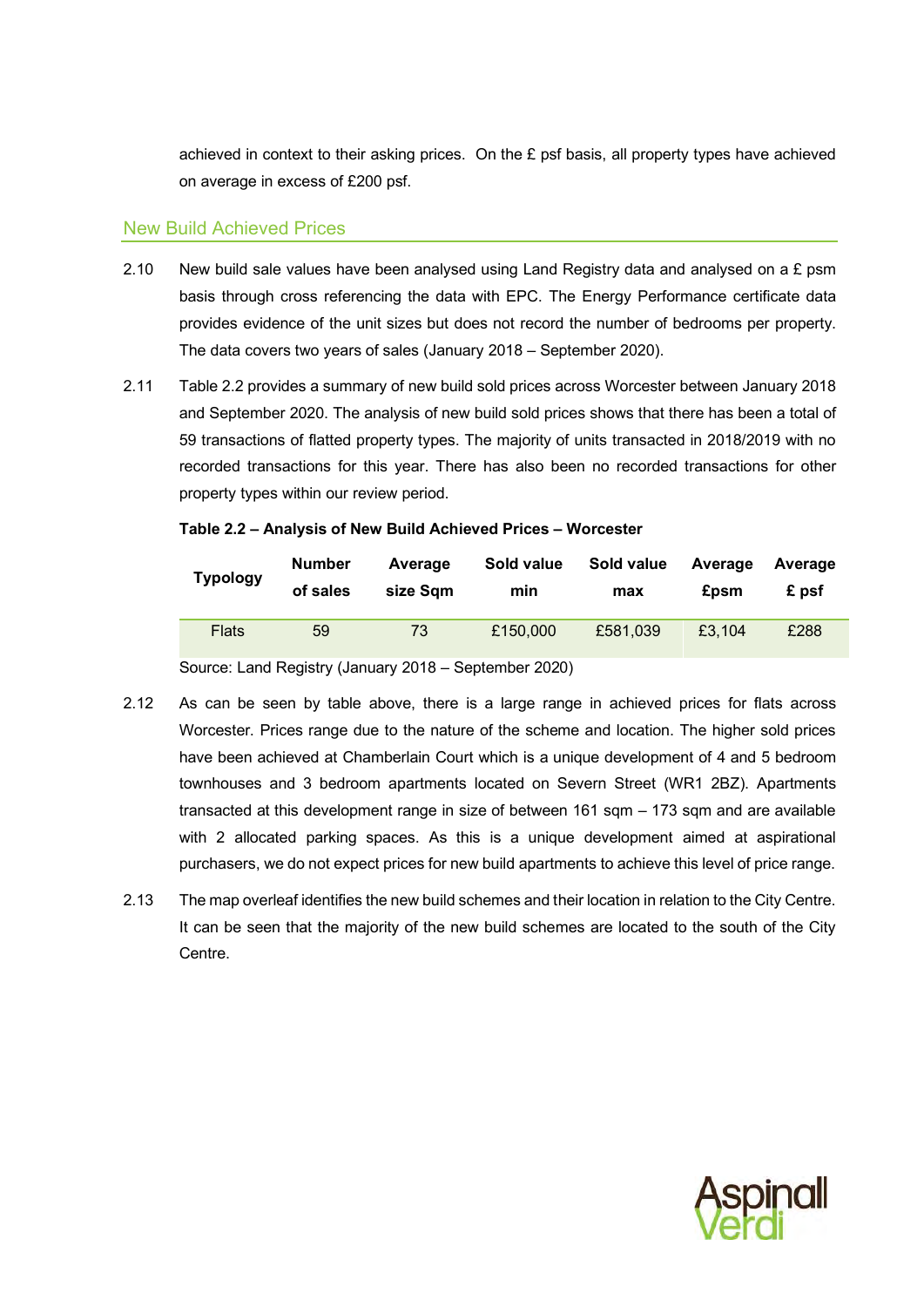achieved in context to their asking prices. On the £ psf basis, all property types have achieved on average in excess of £200 psf.

## New Build Achieved Prices

2.10 New build sale values have been analysed using Land Registry data and analysed on a £ psm basis through cross referencing the data with EPC. The Energy Performance certificate data provides evidence of the unit sizes but does not record the number of bedrooms per property. The data covers two years of sales (January 2018 – September 2020).

2.11 Table 2.2 provides a summary of new build sold prices across Worcester between January 2018 and September 2020. The analysis of new build sold prices shows that there has been a total of 59 transactions of flatted property types. The majority of units transacted in 2018/2019 with no recorded transactions for this year. There has also been no recorded transactions for other property types within our review period.

**Table 2.2 – Analysis of New Build Achieved Prices – Worcester**

| Typology | Number of sales | Average size Sqm | Sold value min | Sold value max | Average £psm | Average £ psf |
|---|---|---|---|---|---|---|
| Flats | 59 | 73 | £150,000 | £581,039 | £3,104 | £288 |

Source: Land Registry (January 2018 – September 2020)

2.12 As can be seen by table above, there is a large range in achieved prices for flats across Worcester. Prices range due to the nature of the scheme and location. The higher sold prices have been achieved at Chamberlain Court which is a unique development of 4 and 5 bedroom townhouses and 3 bedroom apartments located on Severn Street (WR1 2BZ). Apartments transacted at this development range in size of between 161 sqm – 173 sqm and are available with 2 allocated parking spaces. As this is a unique development aimed at aspirational purchasers, we do not expect prices for new build apartments to achieve this level of price range.

2.13 The map overleaf identifies the new build schemes and their location in relation to the City Centre. It can be seen that the majority of the new build schemes are located to the south of the City Centre.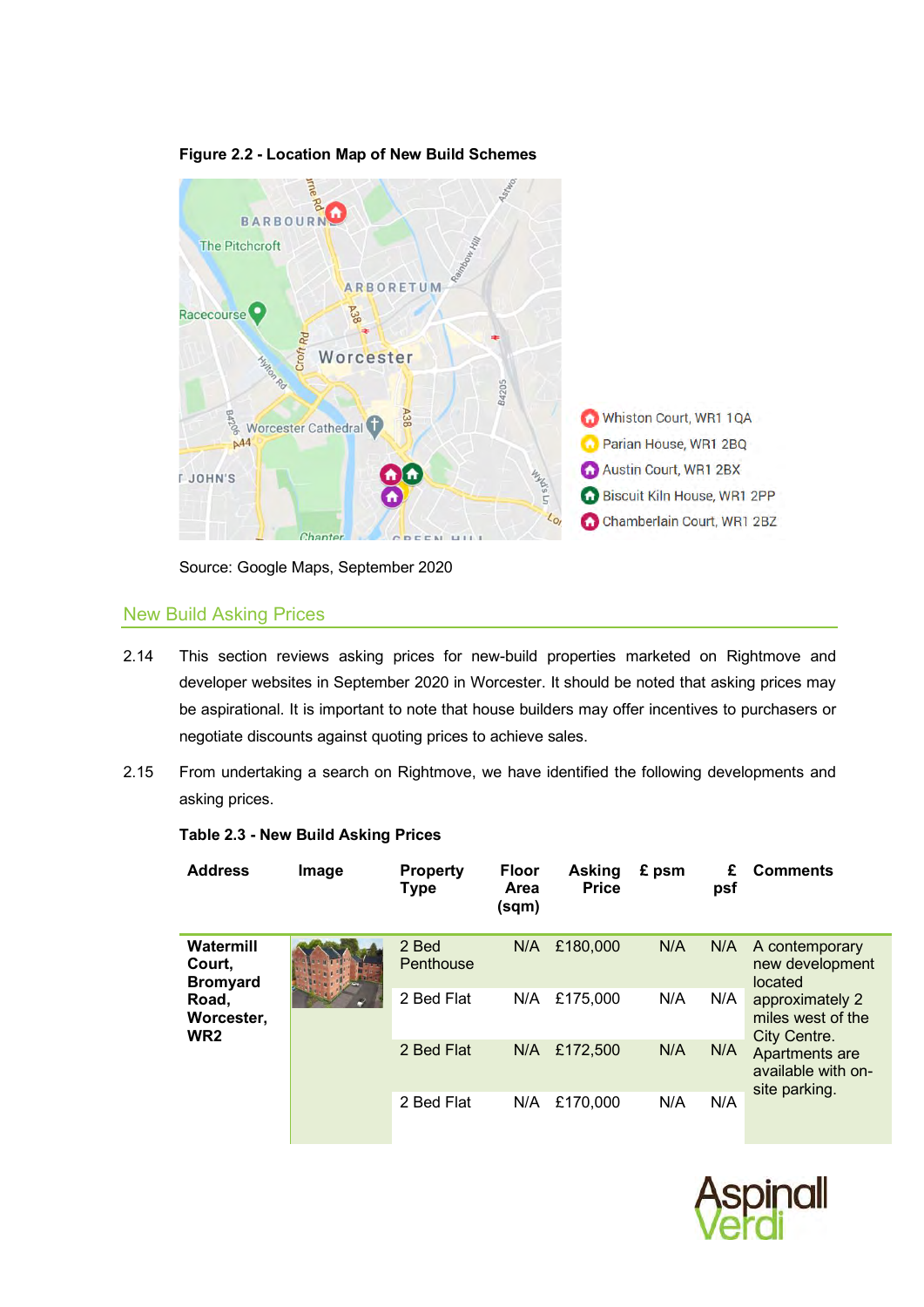**Figure 2.2 - Location Map of New Build Schemes**

Source: Google Maps, September 2020

## New Build Asking Prices

2.14 This section reviews asking prices for new-build properties marketed on Rightmove and developer websites in September 2020 in Worcester. It should be noted that asking prices may be aspirational. It is important to note that house builders may offer incentives to purchasers or negotiate discounts against quoting prices to achieve sales.

2.15 From undertaking a search on Rightmove, we have identified the following developments and asking prices.

**Table 2.3 - New Build Asking Prices**

| Address | Image | Property Type | Floor Area (sqm) | Asking Price | £ psm | £ psf | Comments |
|---|---|---|---|---|---|---|---|
| **Watermill Court, Bromyard Road, Worcester, WR2** | | 2 Bed Penthouse | N/A | £180,000 | N/A | N/A | A contemporary new development located approximately 2 miles west of the City Centre. Apartments are available with on-site parking. |
| | | 2 Bed Flat | N/A | £175,000 | N/A | N/A | |
| | | 2 Bed Flat | N/A | £172,500 | N/A | N/A | |
| | | 2 Bed Flat | N/A | £170,000 | N/A | N/A | |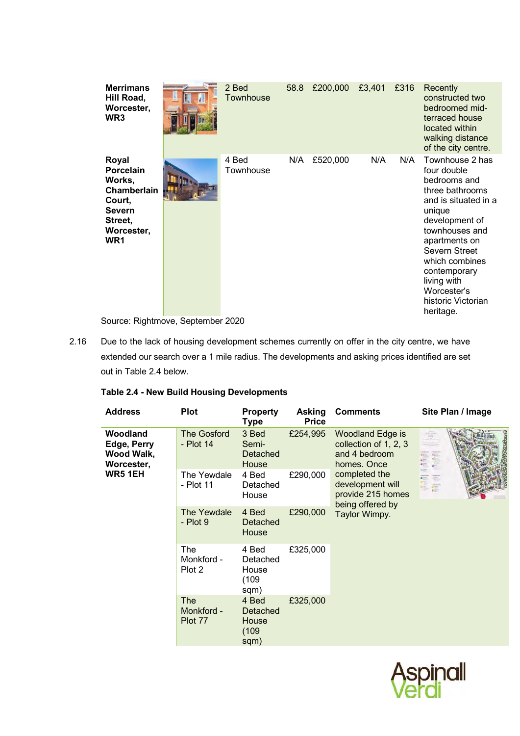| Address | Image | Property Type | Size (sqm) | Asking Price | £/sqm | £/sqft | Comments |
|---|---|---|---|---|---|---|---|
| **Merrimans Hill Road, Worcester, WR3** | | 2 Bed Townhouse | 58.8 | £200,000 | £3,401 | £316 | Recently constructed two bedroomed mid-terraced house located within walking distance of the city centre. |
| **Royal Porcelain Works, Chamberlain Court, Severn Street, Worcester, WR1** | | 4 Bed Townhouse | N/A | £520,000 | N/A | N/A | Townhouse 2 has four double bedrooms and three bathrooms and is situated in a unique development of townhouses and apartments on Severn Street which combines contemporary living with Worcester's historic Victorian heritage. |

Source: Rightmove, September 2020

2.16 Due to the lack of housing development schemes currently on offer in the city centre, we have extended our search over a 1 mile radius. The developments and asking prices identified are set out in Table 2.4 below.

**Table 2.4 - New Build Housing Developments**

| Address | Plot | Property Type | Asking Price | Comments | Site Plan / Image |
|---|---|---|---|---|---|
| **Woodland Edge, Perry Wood Walk, Worcester, WR5 1EH** | The Gosford - Plot 14 | 3 Bed Semi-Detached House | £254,995 | Woodland Edge is collection of 1, 2, 3 and 4 bedroom homes. Once completed the development will provide 215 homes being offered by Taylor Wimpy. | |
| | The Yewdale - Plot 11 | 4 Bed Detached House | £290,000 | | |
| | The Yewdale - Plot 9 | 4 Bed Detached House | £290,000 | | |
| | The Monkford - Plot 2 | 4 Bed Detached House (109 sqm) | £325,000 | | |
| | The Monkford - Plot 77 | 4 Bed Detached House (109 sqm) | £325,000 | | |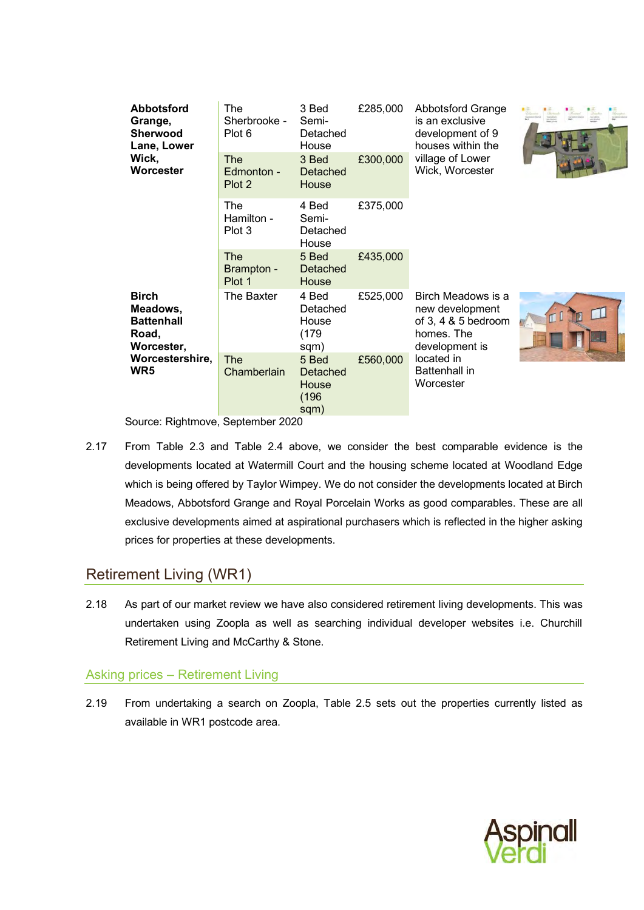| | | | | | |
|---|---|---|---|---|---|
| **Abbotsford Grange, Sherwood Lane, Lower Wick, Worcester** | The Sherbrooke - Plot 6 | 3 Bed Semi-Detached House | £285,000 | Abbotsford Grange is an exclusive development of 9 houses within the village of Lower Wick, Worcester | |
| | The Edmonton - Plot 2 | 3 Bed Detached House | £300,000 | | |
| | The Hamilton - Plot 3 | 4 Bed Semi-Detached House | £375,000 | | |
| | The Brampton - Plot 1 | 5 Bed Detached House | £435,000 | | |
| **Birch Meadows, Battenhall Road, Worcester, Worcestershire, WR5** | The Baxter | 4 Bed Detached House (179 sqm) | £525,000 | Birch Meadows is a new development of 3, 4 & 5 bedroom homes. The development is located in Battenhall in Worcester | |
| | The Chamberlain | 5 Bed Detached House (196 sqm) | £560,000 | | |

Source: Rightmove, September 2020

2.17 From Table 2.3 and Table 2.4 above, we consider the best comparable evidence is the developments located at Watermill Court and the housing scheme located at Woodland Edge which is being offered by Taylor Wimpey. We do not consider the developments located at Birch Meadows, Abbotsford Grange and Royal Porcelain Works as good comparables. These are all exclusive developments aimed at aspirational purchasers which is reflected in the higher asking prices for properties at these developments.

## Retirement Living (WR1)

2.18 As part of our market review we have also considered retirement living developments. This was undertaken using Zoopla as well as searching individual developer websites i.e. Churchill Retirement Living and McCarthy & Stone.

### Asking prices – Retirement Living

2.19 From undertaking a search on Zoopla, Table 2.5 sets out the properties currently listed as available in WR1 postcode area.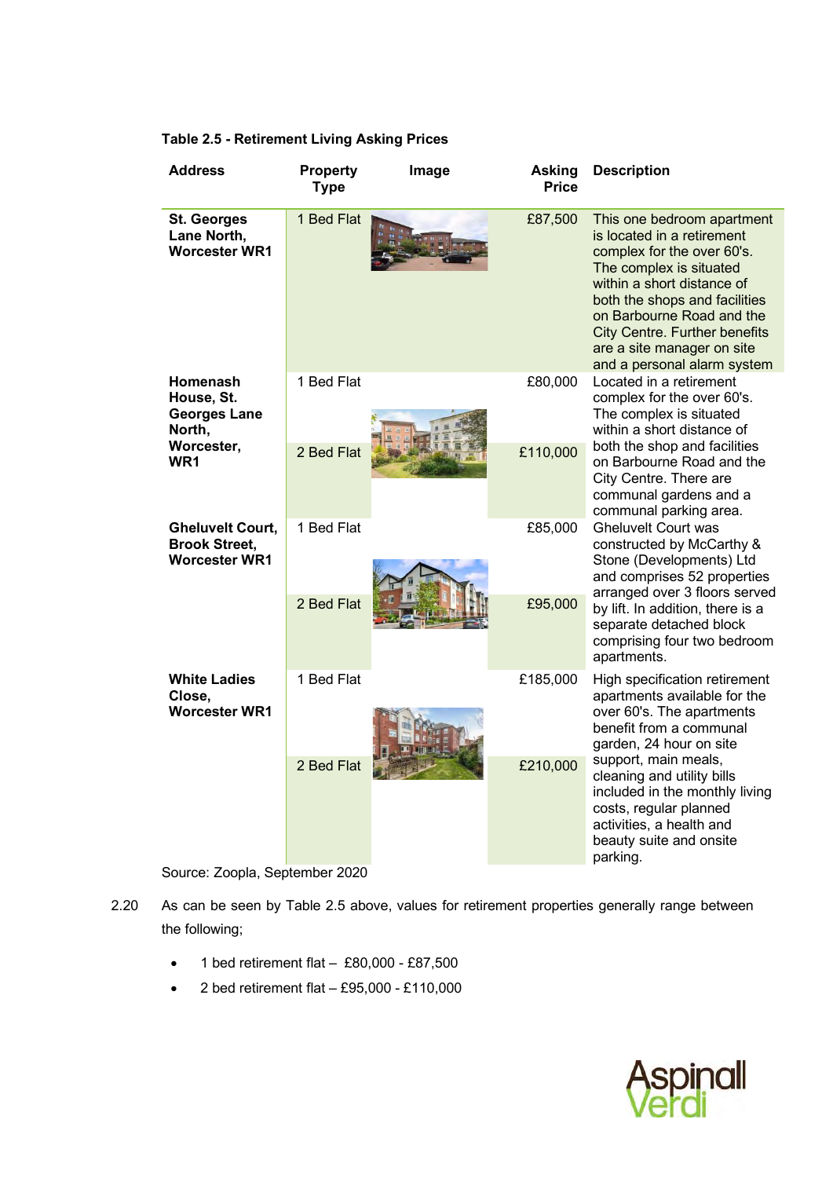**Table 2.5 - Retirement Living Asking Prices**

| Address | Property Type | Image | Asking Price | Description |
|---|---|---|---|---|
| **St. Georges Lane North, Worcester WR1** | 1 Bed Flat | | £87,500 | This one bedroom apartment is located in a retirement complex for the over 60's. The complex is situated within a short distance of both the shops and facilities on Barbourne Road and the City Centre. Further benefits are a site manager on site and a personal alarm system |
| **Homenash House, St. Georges Lane North, Worcester, WR1** | 1 Bed Flat | | £80,000 | Located in a retirement complex for the over 60's. The complex is situated within a short distance of both the shop and facilities on Barbourne Road and the City Centre. There are communal gardens and a communal parking area. |
| | 2 Bed Flat | | £110,000 | |
| **Gheluvelt Court, Brook Street, Worcester WR1** | 1 Bed Flat | | £85,000 | Gheluvelt Court was constructed by McCarthy & Stone (Developments) Ltd and comprises 52 properties arranged over 3 floors served by lift. In addition, there is a separate detached block comprising four two bedroom apartments. |
| | 2 Bed Flat | | £95,000 | |
| **White Ladies Close, Worcester WR1** | 1 Bed Flat | | £185,000 | High specification retirement apartments available for the over 60's. The apartments benefit from a communal garden, 24 hour on site support, main meals, cleaning and utility bills included in the monthly living costs, regular planned activities, a health and beauty suite and onsite parking. |
| | 2 Bed Flat | | £210,000 | |

Source: Zoopla, September 2020

2.20 As can be seen by Table 2.5 above, values for retirement properties generally range between the following;

- 1 bed retirement flat – £80,000 - £87,500
- 2 bed retirement flat – £95,000 - £110,000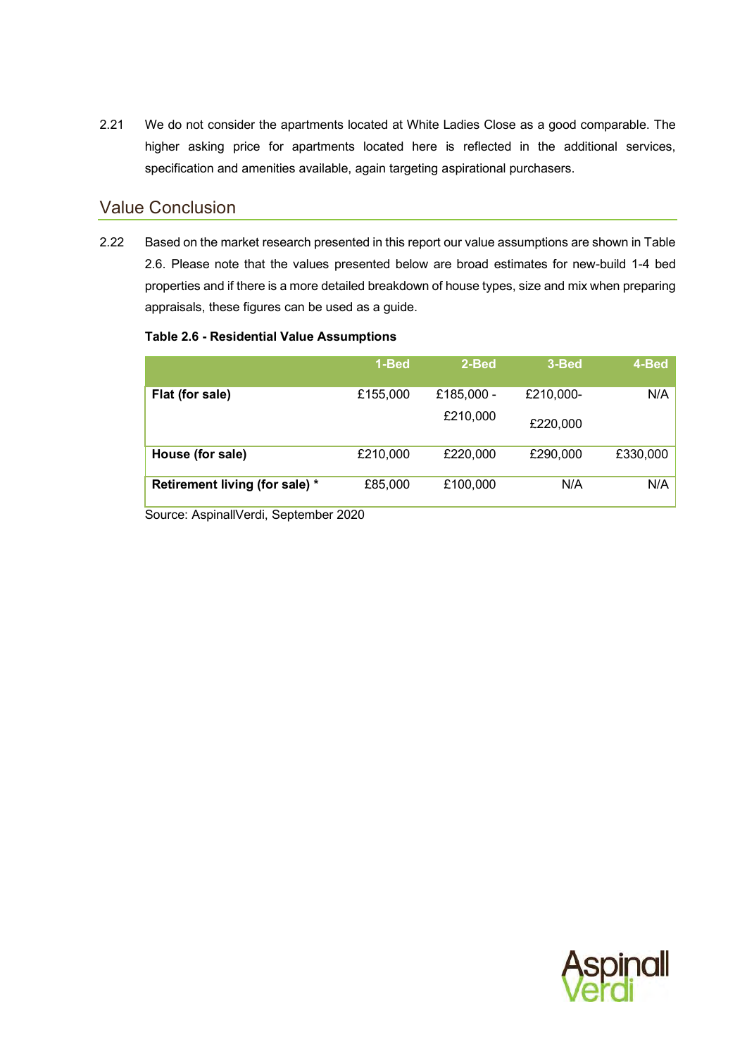2.21 We do not consider the apartments located at White Ladies Close as a good comparable. The higher asking price for apartments located here is reflected in the additional services, specification and amenities available, again targeting aspirational purchasers.

## Value Conclusion

2.22 Based on the market research presented in this report our value assumptions are shown in Table 2.6. Please note that the values presented below are broad estimates for new-build 1-4 bed properties and if there is a more detailed breakdown of house types, size and mix when preparing appraisals, these figures can be used as a guide.

**Table 2.6 - Residential Value Assumptions**

| | 1-Bed | 2-Bed | 3-Bed | 4-Bed |
|---|---|---|---|---|
| **Flat (for sale)** | £155,000 | £185,000 - £210,000 | £210,000- £220,000 | N/A |
| **House (for sale)** | £210,000 | £220,000 | £290,000 | £330,000 |
| **Retirement living (for sale) *** | £85,000 | £100,000 | N/A | N/A |

Source: AspinallVerdi, September 2020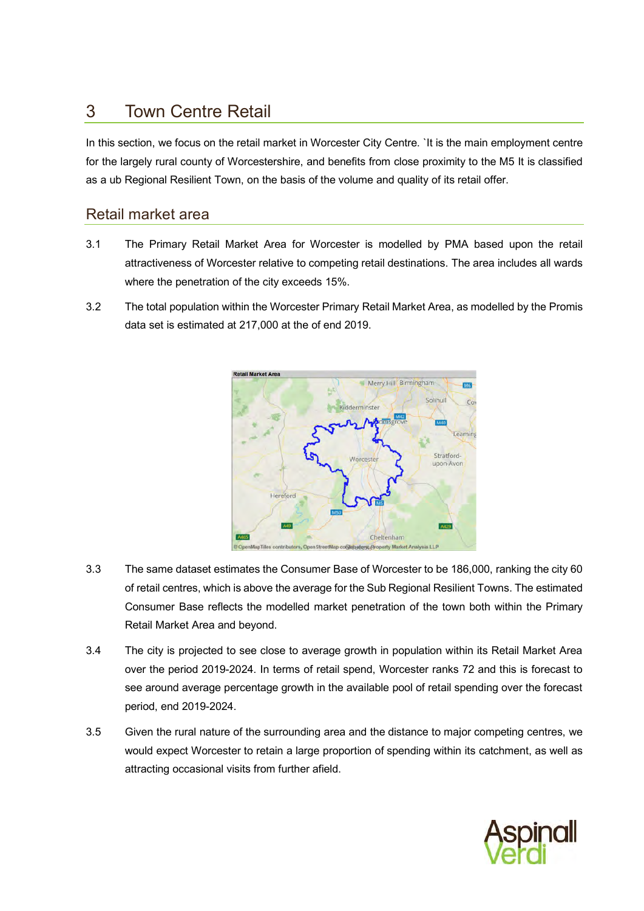# 3 Town Centre Retail

In this section, we focus on the retail market in Worcester City Centre. `It is the main employment centre for the largely rural county of Worcestershire, and benefits from close proximity to the M5 It is classified as a ub Regional Resilient Town, on the basis of the volume and quality of its retail offer.

## Retail market area

3.1 The Primary Retail Market Area for Worcester is modelled by PMA based upon the retail attractiveness of Worcester relative to competing retail destinations. The area includes all wards where the penetration of the city exceeds 15%.

3.2 The total population within the Worcester Primary Retail Market Area, as modelled by the Promis data set is estimated at 217,000 at the of end 2019.

3.3 The same dataset estimates the Consumer Base of Worcester to be 186,000, ranking the city 60 of retail centres, which is above the average for the Sub Regional Resilient Towns. The estimated Consumer Base reflects the modelled market penetration of the town both within the Primary Retail Market Area and beyond.

3.4 The city is projected to see close to average growth in population within its Retail Market Area over the period 2019-2024. In terms of retail spend, Worcester ranks 72 and this is forecast to see around average percentage growth in the available pool of retail spending over the forecast period, end 2019-2024.

3.5 Given the rural nature of the surrounding area and the distance to major competing centres, we would expect Worcester to retain a large proportion of spending within its catchment, as well as attracting occasional visits from further afield.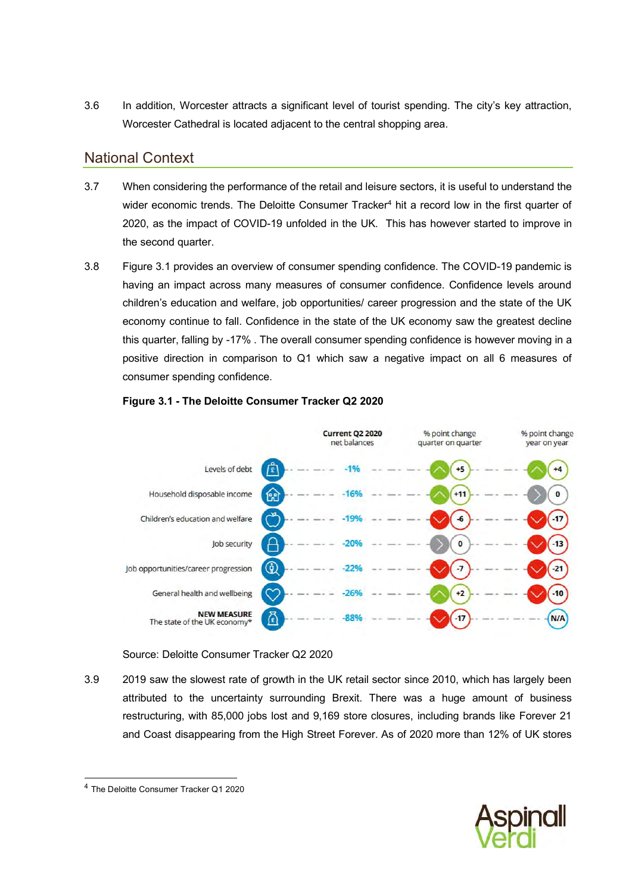3.6 In addition, Worcester attracts a significant level of tourist spending. The city's key attraction, Worcester Cathedral is located adjacent to the central shopping area.

## National Context

3.7 When considering the performance of the retail and leisure sectors, it is useful to understand the wider economic trends. The Deloitte Consumer Tracker[4] hit a record low in the first quarter of 2020, as the impact of COVID-19 unfolded in the UK. This has however started to improve in the second quarter.

3.8 Figure 3.1 provides an overview of consumer spending confidence. The COVID-19 pandemic is having an impact across many measures of consumer confidence. Confidence levels around children's education and welfare, job opportunities/ career progression and the state of the UK economy continue to fall. Confidence in the state of the UK economy saw the greatest decline this quarter, falling by -17% . The overall consumer spending confidence is however moving in a positive direction in comparison to Q1 which saw a negative impact on all 6 measures of consumer spending confidence.

**Figure 3.1 - The Deloitte Consumer Tracker Q2 2020**

| | Current Q2 2020 net balances | % point change quarter on quarter | % point change year on year |
|---|---|---|---|
| Levels of debt | -1% | +5 | +4 |
| Household disposable income | -16% | +11 | 0 |
| Children's education and welfare | -19% | -6 | -17 |
| Job security | -20% | 0 | -13 |
| Job opportunities/career progression | -22% | -7 | -21 |
| General health and wellbeing | -26% | +2 | -10 |
| NEW MEASURE The state of the UK economy* | -88% | -17 | N/A |

Source: Deloitte Consumer Tracker Q2 2020

3.9 2019 saw the slowest rate of growth in the UK retail sector since 2010, which has largely been attributed to the uncertainty surrounding Brexit. There was a huge amount of business restructuring, with 85,000 jobs lost and 9,169 store closures, including brands like Forever 21 and Coast disappearing from the High Street Forever. As of 2020 more than 12% of UK stores

[4] The Deloitte Consumer Tracker Q1 2020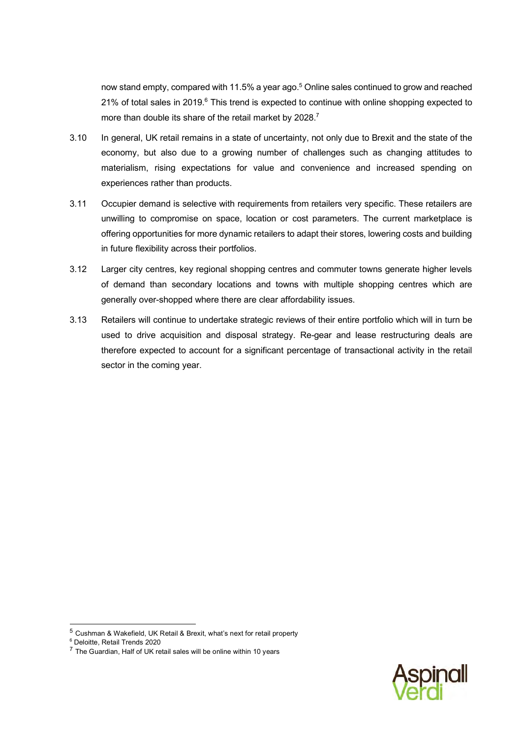now stand empty, compared with 11.5% a year ago.[5] Online sales continued to grow and reached 21% of total sales in 2019.[6] This trend is expected to continue with online shopping expected to more than double its share of the retail market by 2028.[7]

3.10 In general, UK retail remains in a state of uncertainty, not only due to Brexit and the state of the economy, but also due to a growing number of challenges such as changing attitudes to materialism, rising expectations for value and convenience and increased spending on experiences rather than products.

3.11 Occupier demand is selective with requirements from retailers very specific. These retailers are unwilling to compromise on space, location or cost parameters. The current marketplace is offering opportunities for more dynamic retailers to adapt their stores, lowering costs and building in future flexibility across their portfolios.

3.12 Larger city centres, key regional shopping centres and commuter towns generate higher levels of demand than secondary locations and towns with multiple shopping centres which are generally over-shopped where there are clear affordability issues.

3.13 Retailers will continue to undertake strategic reviews of their entire portfolio which will in turn be used to drive acquisition and disposal strategy. Re-gear and lease restructuring deals are therefore expected to account for a significant percentage of transactional activity in the retail sector in the coming year.

---

[5] Cushman & Wakefield, UK Retail & Brexit, what's next for retail property

[6] Deloitte, Retail Trends 2020

[7] The Guardian, Half of UK retail sales will be online within 10 years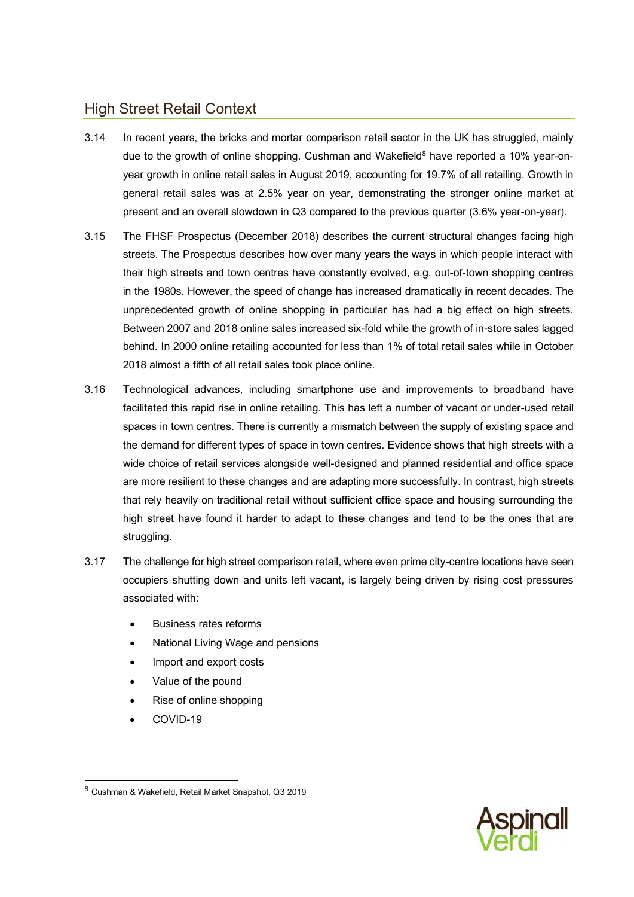## High Street Retail Context

3.14 In recent years, the bricks and mortar comparison retail sector in the UK has struggled, mainly due to the growth of online shopping. Cushman and Wakefield[8] have reported a 10% year-on-year growth in online retail sales in August 2019, accounting for 19.7% of all retailing. Growth in general retail sales was at 2.5% year on year, demonstrating the stronger online market at present and an overall slowdown in Q3 compared to the previous quarter (3.6% year-on-year).

3.15 The FHSF Prospectus (December 2018) describes the current structural changes facing high streets. The Prospectus describes how over many years the ways in which people interact with their high streets and town centres have constantly evolved, e.g. out-of-town shopping centres in the 1980s. However, the speed of change has increased dramatically in recent decades. The unprecedented growth of online shopping in particular has had a big effect on high streets. Between 2007 and 2018 online sales increased six-fold while the growth of in-store sales lagged behind. In 2000 online retailing accounted for less than 1% of total retail sales while in October 2018 almost a fifth of all retail sales took place online.

3.16 Technological advances, including smartphone use and improvements to broadband have facilitated this rapid rise in online retailing. This has left a number of vacant or under-used retail spaces in town centres. There is currently a mismatch between the supply of existing space and the demand for different types of space in town centres. Evidence shows that high streets with a wide choice of retail services alongside well-designed and planned residential and office space are more resilient to these changes and are adapting more successfully. In contrast, high streets that rely heavily on traditional retail without sufficient office space and housing surrounding the high street have found it harder to adapt to these changes and tend to be the ones that are struggling.

3.17 The challenge for high street comparison retail, where even prime city-centre locations have seen occupiers shutting down and units left vacant, is largely being driven by rising cost pressures associated with:

- Business rates reforms
- National Living Wage and pensions
- Import and export costs
- Value of the pound
- Rise of online shopping
- COVID-19

[8] Cushman & Wakefield, Retail Market Snapshot, Q3 2019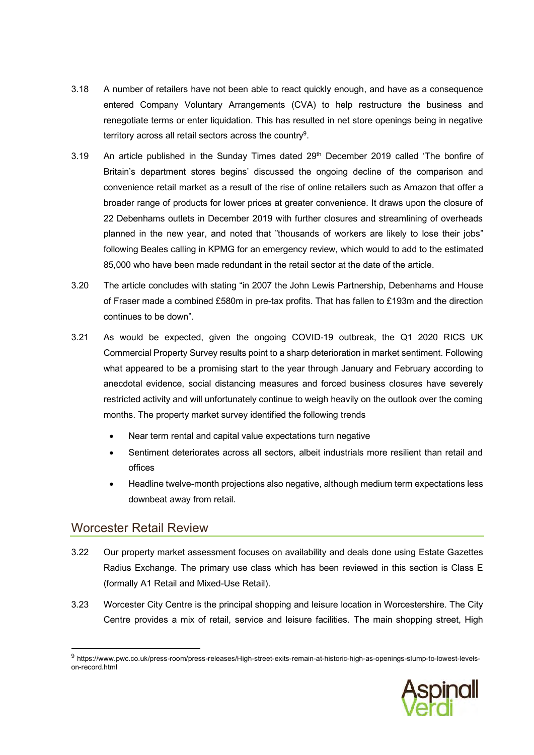3.18 A number of retailers have not been able to react quickly enough, and have as a consequence entered Company Voluntary Arrangements (CVA) to help restructure the business and renegotiate terms or enter liquidation. This has resulted in net store openings being in negative territory across all retail sectors across the country[9].

3.19 An article published in the Sunday Times dated 29th December 2019 called 'The bonfire of Britain's department stores begins' discussed the ongoing decline of the comparison and convenience retail market as a result of the rise of online retailers such as Amazon that offer a broader range of products for lower prices at greater convenience. It draws upon the closure of 22 Debenhams outlets in December 2019 with further closures and streamlining of overheads planned in the new year, and noted that "thousands of workers are likely to lose their jobs" following Beales calling in KPMG for an emergency review, which would to add to the estimated 85,000 who have been made redundant in the retail sector at the date of the article.

3.20 The article concludes with stating "in 2007 the John Lewis Partnership, Debenhams and House of Fraser made a combined £580m in pre-tax profits. That has fallen to £193m and the direction continues to be down".

3.21 As would be expected, given the ongoing COVID-19 outbreak, the Q1 2020 RICS UK Commercial Property Survey results point to a sharp deterioration in market sentiment. Following what appeared to be a promising start to the year through January and February according to anecdotal evidence, social distancing measures and forced business closures have severely restricted activity and will unfortunately continue to weigh heavily on the outlook over the coming months. The property market survey identified the following trends

- Near term rental and capital value expectations turn negative
- Sentiment deteriorates across all sectors, albeit industrials more resilient than retail and offices
- Headline twelve-month projections also negative, although medium term expectations less downbeat away from retail.

## Worcester Retail Review

3.22 Our property market assessment focuses on availability and deals done using Estate Gazettes Radius Exchange. The primary use class which has been reviewed in this section is Class E (formally A1 Retail and Mixed-Use Retail).

3.23 Worcester City Centre is the principal shopping and leisure location in Worcestershire. The City Centre provides a mix of retail, service and leisure facilities. The main shopping street, High

[9] https://www.pwc.co.uk/press-room/press-releases/High-street-exits-remain-at-historic-high-as-openings-slump-to-lowest-levels-on-record.html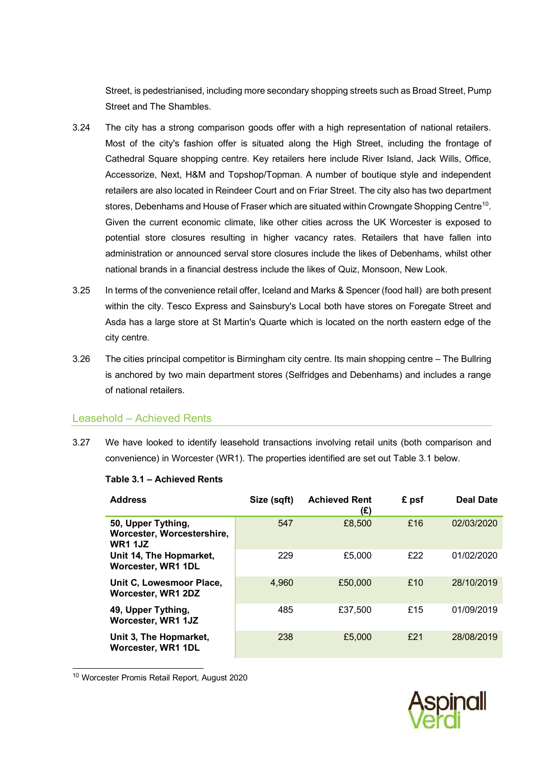Street, is pedestrianised, including more secondary shopping streets such as Broad Street, Pump Street and The Shambles.

3.24 The city has a strong comparison goods offer with a high representation of national retailers. Most of the city's fashion offer is situated along the High Street, including the frontage of Cathedral Square shopping centre. Key retailers here include River Island, Jack Wills, Office, Accessorize, Next, H&M and Topshop/Topman. A number of boutique style and independent retailers are also located in Reindeer Court and on Friar Street. The city also has two department stores, Debenhams and House of Fraser which are situated within Crowngate Shopping Centre[10]. Given the current economic climate, like other cities across the UK Worcester is exposed to potential store closures resulting in higher vacancy rates. Retailers that have fallen into administration or announced serval store closures include the likes of Debenhams, whilst other national brands in a financial destress include the likes of Quiz, Monsoon, New Look.

3.25 In terms of the convenience retail offer, Iceland and Marks & Spencer (food hall) are both present within the city. Tesco Express and Sainsbury's Local both have stores on Foregate Street and Asda has a large store at St Martin's Quarte which is located on the north eastern edge of the city centre.

3.26 The cities principal competitor is Birmingham city centre. Its main shopping centre – The Bullring is anchored by two main department stores (Selfridges and Debenhams) and includes a range of national retailers.

## Leasehold – Achieved Rents

3.27 We have looked to identify leasehold transactions involving retail units (both comparison and convenience) in Worcester (WR1). The properties identified are set out Table 3.1 below.

**Table 3.1 – Achieved Rents**

| Address | Size (sqft) | Achieved Rent (£) | £ psf | Deal Date |
|---|---|---|---|---|
| **50, Upper Tything, Worcester, Worcestershire, WR1 1JZ** | 547 | £8,500 | £16 | 02/03/2020 |
| **Unit 14, The Hopmarket, Worcester, WR1 1DL** | 229 | £5,000 | £22 | 01/02/2020 |
| **Unit C, Lowesmoor Place, Worcester, WR1 2DZ** | 4,960 | £50,000 | £10 | 28/10/2019 |
| **49, Upper Tything, Worcester, WR1 1JZ** | 485 | £37,500 | £15 | 01/09/2019 |
| **Unit 3, The Hopmarket, Worcester, WR1 1DL** | 238 | £5,000 | £21 | 28/08/2019 |

[10] Worcester Promis Retail Report, August 2020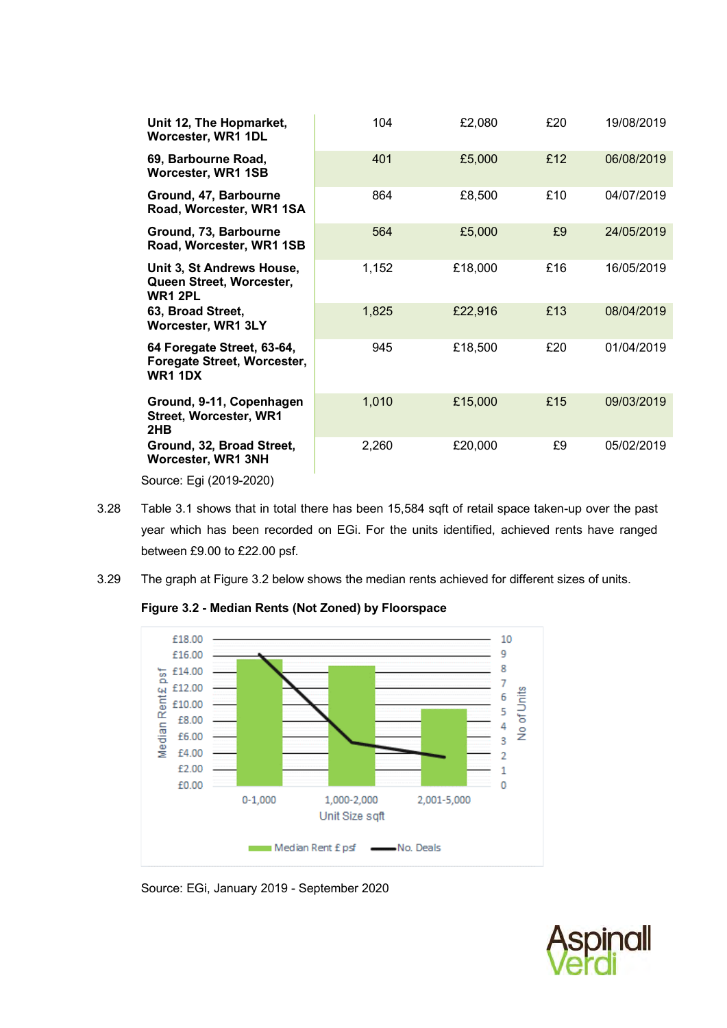| | | | | |
|---|---|---|---|---|
| **Unit 12, The Hopmarket, Worcester, WR1 1DL** | 104 | £2,080 | £20 | 19/08/2019 |
| **69, Barbourne Road, Worcester, WR1 1SB** | 401 | £5,000 | £12 | 06/08/2019 |
| **Ground, 47, Barbourne Road, Worcester, WR1 1SA** | 864 | £8,500 | £10 | 04/07/2019 |
| **Ground, 73, Barbourne Road, Worcester, WR1 1SB** | 564 | £5,000 | £9 | 24/05/2019 |
| **Unit 3, St Andrews House, Queen Street, Worcester, WR1 2PL** | 1,152 | £18,000 | £16 | 16/05/2019 |
| **63, Broad Street, Worcester, WR1 3LY** | 1,825 | £22,916 | £13 | 08/04/2019 |
| **64 Foregate Street, 63-64, Foregate Street, Worcester, WR1 1DX** | 945 | £18,500 | £20 | 01/04/2019 |
| **Ground, 9-11, Copenhagen Street, Worcester, WR1 2HB** | 1,010 | £15,000 | £15 | 09/03/2019 |
| **Ground, 32, Broad Street, Worcester, WR1 3NH** | 2,260 | £20,000 | £9 | 05/02/2019 |

Source: Egi (2019-2020)

3.28 Table 3.1 shows that in total there has been 15,584 sqft of retail space taken-up over the past year which has been recorded on EGi. For the units identified, achieved rents have ranged between £9.00 to £22.00 psf.

3.29 The graph at Figure 3.2 below shows the median rents achieved for different sizes of units.

**Figure 3.2 - Median Rents (Not Zoned) by Floorspace**

Source: EGi, January 2019 - September 2020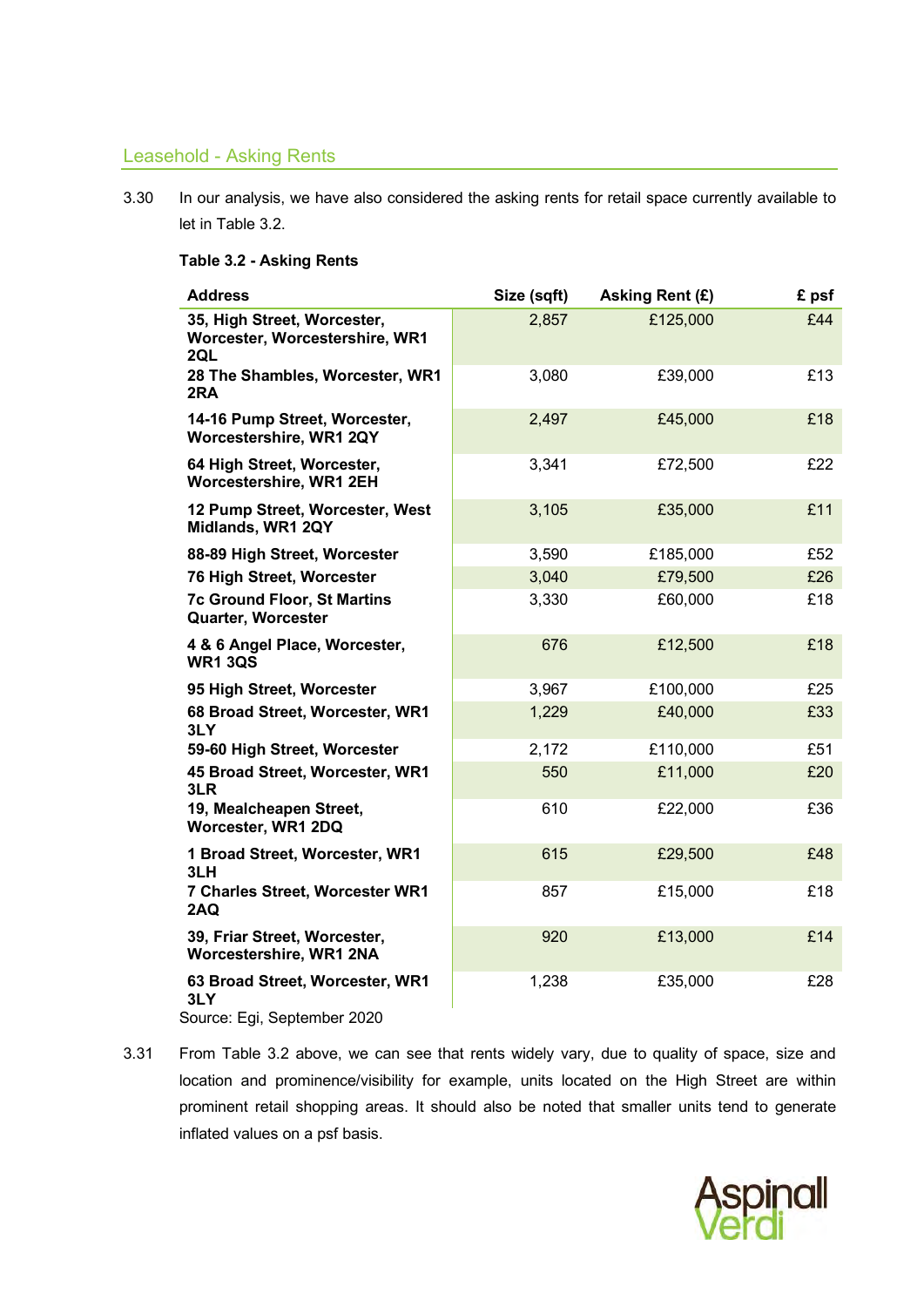## Leasehold - Asking Rents

3.30 In our analysis, we have also considered the asking rents for retail space currently available to let in Table 3.2.

**Table 3.2 - Asking Rents**

| Address | Size (sqft) | Asking Rent (£) | £ psf |
|---|---|---|---|
| **35, High Street, Worcester, Worcester, Worcestershire, WR1 2QL** | 2,857 | £125,000 | £44 |
| **28 The Shambles, Worcester, WR1 2RA** | 3,080 | £39,000 | £13 |
| **14-16 Pump Street, Worcester, Worcestershire, WR1 2QY** | 2,497 | £45,000 | £18 |
| **64 High Street, Worcester, Worcestershire, WR1 2EH** | 3,341 | £72,500 | £22 |
| **12 Pump Street, Worcester, West Midlands, WR1 2QY** | 3,105 | £35,000 | £11 |
| **88-89 High Street, Worcester** | 3,590 | £185,000 | £52 |
| **76 High Street, Worcester** | 3,040 | £79,500 | £26 |
| **7c Ground Floor, St Martins Quarter, Worcester** | 3,330 | £60,000 | £18 |
| **4 & 6 Angel Place, Worcester, WR1 3QS** | 676 | £12,500 | £18 |
| **95 High Street, Worcester** | 3,967 | £100,000 | £25 |
| **68 Broad Street, Worcester, WR1 3LY** | 1,229 | £40,000 | £33 |
| **59-60 High Street, Worcester** | 2,172 | £110,000 | £51 |
| **45 Broad Street, Worcester, WR1 3LR** | 550 | £11,000 | £20 |
| **19, Mealcheapen Street, Worcester, WR1 2DQ** | 610 | £22,000 | £36 |
| **1 Broad Street, Worcester, WR1 3LH** | 615 | £29,500 | £48 |
| **7 Charles Street, Worcester WR1 2AQ** | 857 | £15,000 | £18 |
| **39, Friar Street, Worcester, Worcestershire, WR1 2NA** | 920 | £13,000 | £14 |
| **63 Broad Street, Worcester, WR1 3LY** | 1,238 | £35,000 | £28 |

Source: Egi, September 2020

3.31 From Table 3.2 above, we can see that rents widely vary, due to quality of space, size and location and prominence/visibility for example, units located on the High Street are within prominent retail shopping areas. It should also be noted that smaller units tend to generate inflated values on a psf basis.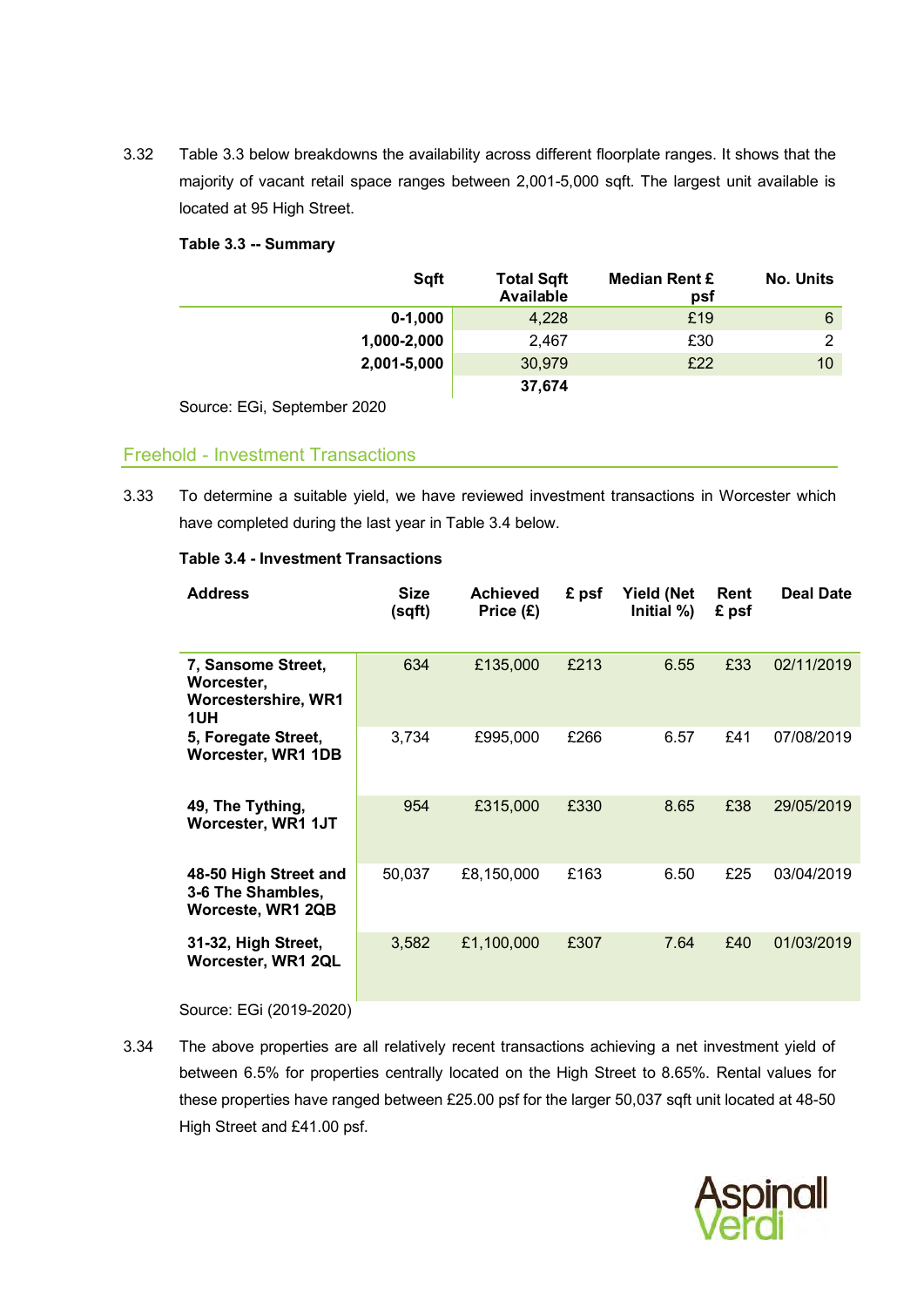3.32 Table 3.3 below breakdowns the availability across different floorplate ranges. It shows that the majority of vacant retail space ranges between 2,001-5,000 sqft. The largest unit available is located at 95 High Street.

**Table 3.3 -- Summary**

| Sqft | Total Sqft Available | Median Rent £ psf | No. Units |
|---:|---:|---:|---:|
| **0-1,000** | 4,228 | £19 | 6 |
| **1,000-2,000** | 2,467 | £30 | 2 |
| **2,001-5,000** | 30,979 | £22 | 10 |
| | **37,674** | | |

Source: EGi, September 2020

## Freehold - Investment Transactions

3.33 To determine a suitable yield, we have reviewed investment transactions in Worcester which have completed during the last year in Table 3.4 below.

**Table 3.4 - Investment Transactions**

| Address | Size (sqft) | Achieved Price (£) | £ psf | Yield (Net Initial %) | Rent £ psf | Deal Date |
|---|---:|---:|---:|---:|---:|---:|
| **7, Sansome Street, Worcester, Worcestershire, WR1 1UH** | 634 | £135,000 | £213 | 6.55 | £33 | 02/11/2019 |
| **5, Foregate Street, Worcester, WR1 1DB** | 3,734 | £995,000 | £266 | 6.57 | £41 | 07/08/2019 |
| **49, The Tything, Worcester, WR1 1JT** | 954 | £315,000 | £330 | 8.65 | £38 | 29/05/2019 |
| **48-50 High Street and 3-6 The Shambles, Worceste, WR1 2QB** | 50,037 | £8,150,000 | £163 | 6.50 | £25 | 03/04/2019 |
| **31-32, High Street, Worcester, WR1 2QL** | 3,582 | £1,100,000 | £307 | 7.64 | £40 | 01/03/2019 |

Source: EGi (2019-2020)

3.34 The above properties are all relatively recent transactions achieving a net investment yield of between 6.5% for properties centrally located on the High Street to 8.65%. Rental values for these properties have ranged between £25.00 psf for the larger 50,037 sqft unit located at 48-50 High Street and £41.00 psf.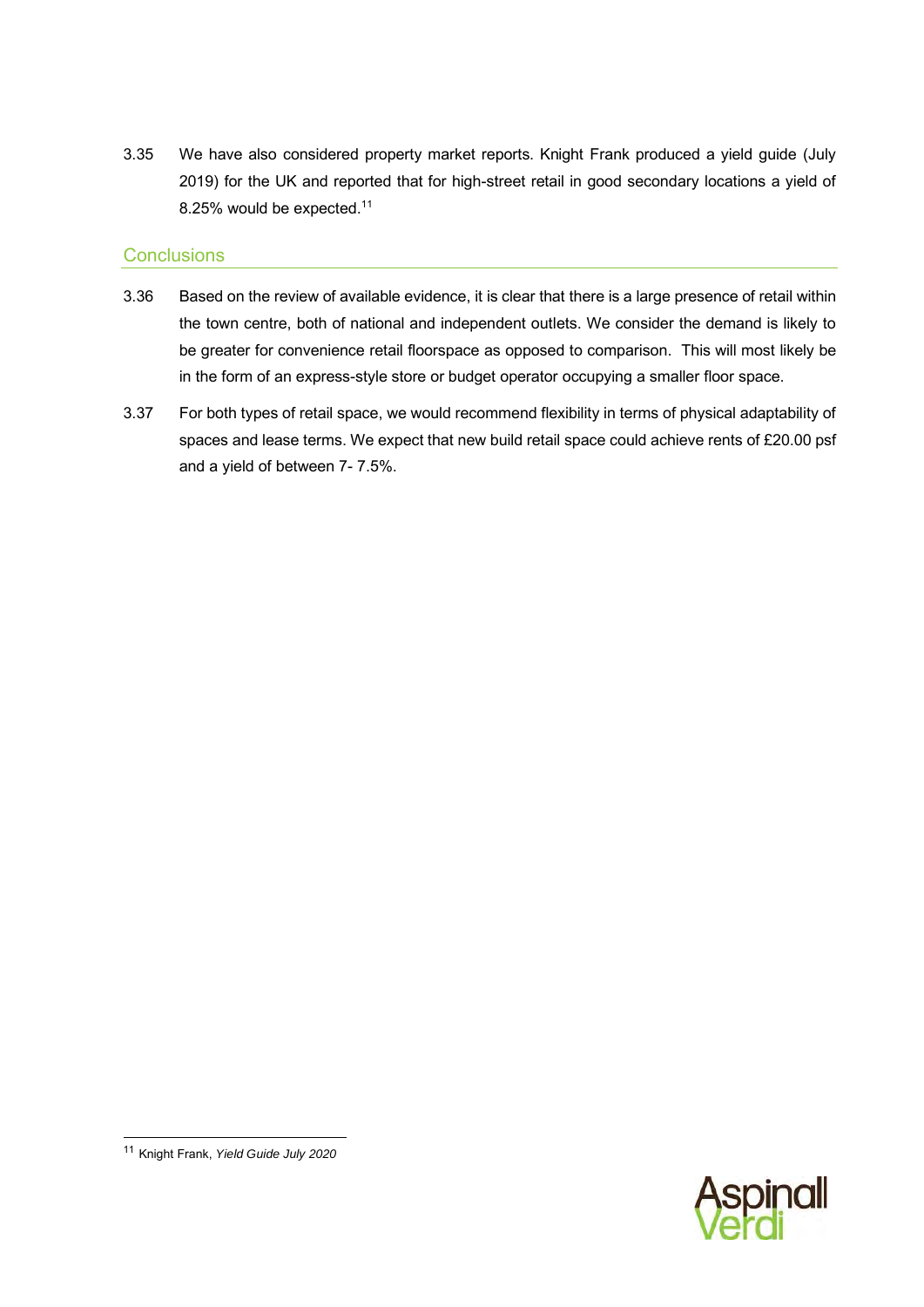3.35 We have also considered property market reports. Knight Frank produced a yield guide (July 2019) for the UK and reported that for high-street retail in good secondary locations a yield of 8.25% would be expected.[11]

## Conclusions

3.36 Based on the review of available evidence, it is clear that there is a large presence of retail within the town centre, both of national and independent outlets. We consider the demand is likely to be greater for convenience retail floorspace as opposed to comparison. This will most likely be in the form of an express-style store or budget operator occupying a smaller floor space.

3.37 For both types of retail space, we would recommend flexibility in terms of physical adaptability of spaces and lease terms. We expect that new build retail space could achieve rents of £20.00 psf and a yield of between 7- 7.5%.

[11] Knight Frank, *Yield Guide July 2020*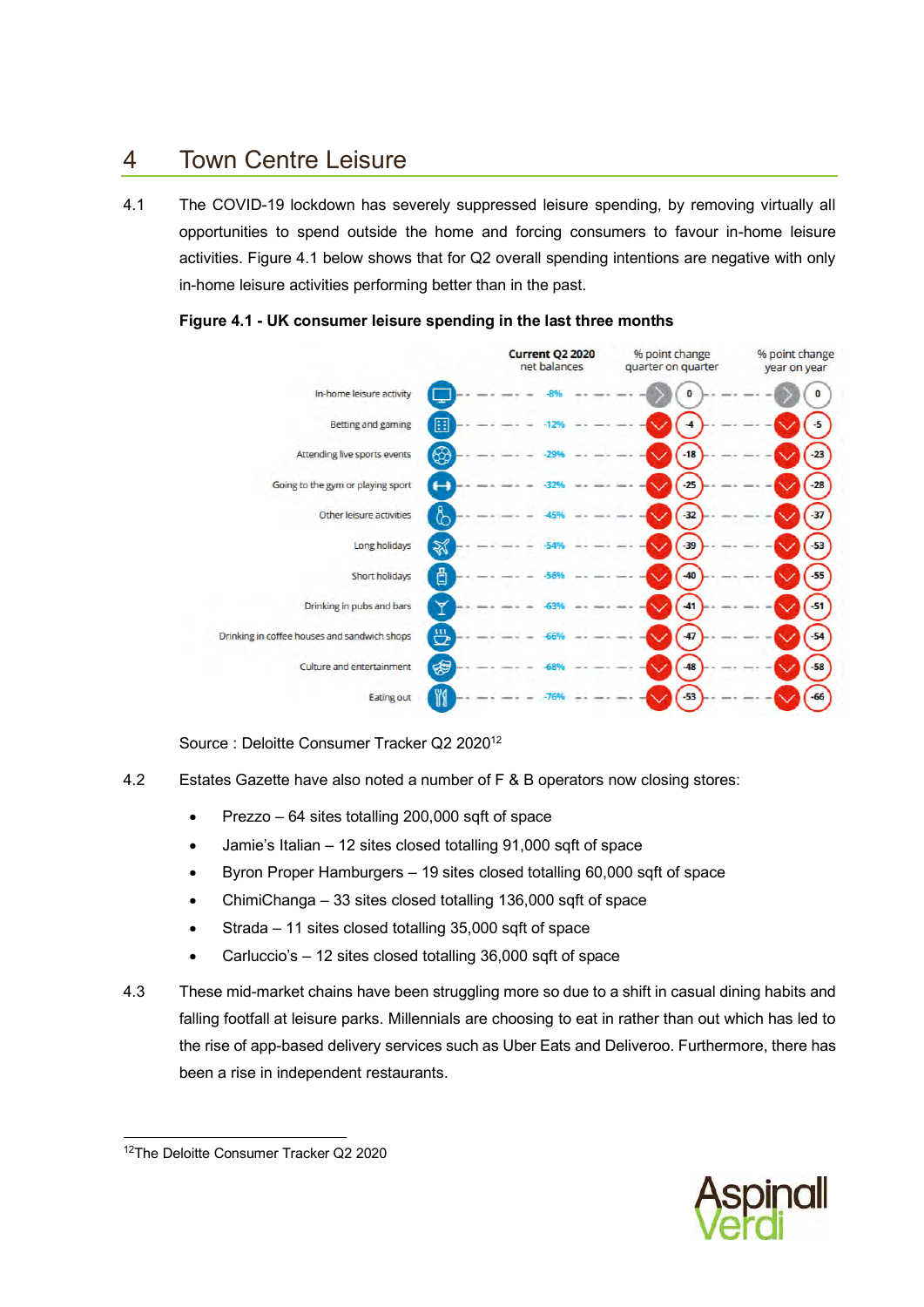## 4 Town Centre Leisure

4.1 The COVID-19 lockdown has severely suppressed leisure spending, by removing virtually all opportunities to spend outside the home and forcing consumers to favour in-home leisure activities. Figure 4.1 below shows that for Q2 overall spending intentions are negative with only in-home leisure activities performing better than in the past.

**Figure 4.1 - UK consumer leisure spending in the last three months**

| | Current Q2 2020 net balances | % point change quarter on quarter | % point change year on year |
|---|---|---|---|
| In-home leisure activity | -8% | 0 | 0 |
| Betting and gaming | -12% | -4 | -5 |
| Attending live sports events | -29% | -18 | -23 |
| Going to the gym or playing sport | -32% | -25 | -28 |
| Other leisure activities | -45% | -32 | -37 |
| Long holidays | -54% | -39 | -53 |
| Short holidays | -56% | -40 | -55 |
| Drinking in pubs and bars | -63% | -41 | -51 |
| Drinking in coffee houses and sandwich shops | -66% | -47 | -54 |
| Culture and entertainment | -68% | -48 | -58 |
| Eating out | -76% | -53 | -66 |

Source : Deloitte Consumer Tracker Q2 2020[12]

4.2 Estates Gazette have also noted a number of F & B operators now closing stores:

- Prezzo – 64 sites totalling 200,000 sqft of space
- Jamie's Italian – 12 sites closed totalling 91,000 sqft of space
- Byron Proper Hamburgers – 19 sites closed totalling 60,000 sqft of space
- ChimiChanga – 33 sites closed totalling 136,000 sqft of space
- Strada – 11 sites closed totalling 35,000 sqft of space
- Carluccio's – 12 sites closed totalling 36,000 sqft of space

4.3 These mid-market chains have been struggling more so due to a shift in casual dining habits and falling footfall at leisure parks. Millennials are choosing to eat in rather than out which has led to the rise of app-based delivery services such as Uber Eats and Deliveroo. Furthermore, there has been a rise in independent restaurants.

[12] The Deloitte Consumer Tracker Q2 2020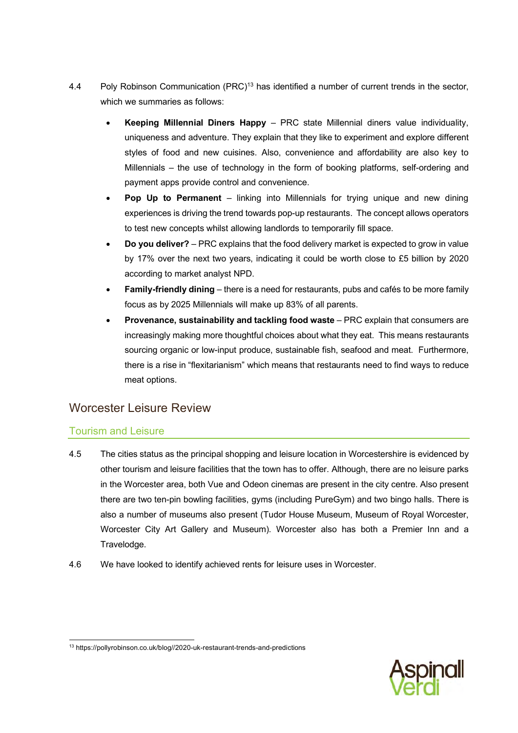4.4 Poly Robinson Communication (PRC)[13] has identified a number of current trends in the sector, which we summaries as follows:

- **Keeping Millennial Diners Happy** – PRC state Millennial diners value individuality, uniqueness and adventure. They explain that they like to experiment and explore different styles of food and new cuisines. Also, convenience and affordability are also key to Millennials – the use of technology in the form of booking platforms, self-ordering and payment apps provide control and convenience.
- **Pop Up to Permanent** – linking into Millennials for trying unique and new dining experiences is driving the trend towards pop-up restaurants. The concept allows operators to test new concepts whilst allowing landlords to temporarily fill space.
- **Do you deliver?** – PRC explains that the food delivery market is expected to grow in value by 17% over the next two years, indicating it could be worth close to £5 billion by 2020 according to market analyst NPD.
- **Family-friendly dining** – there is a need for restaurants, pubs and cafés to be more family focus as by 2025 Millennials will make up 83% of all parents.
- **Provenance, sustainability and tackling food waste** – PRC explain that consumers are increasingly making more thoughtful choices about what they eat. This means restaurants sourcing organic or low-input produce, sustainable fish, seafood and meat. Furthermore, there is a rise in "flexitarianism" which means that restaurants need to find ways to reduce meat options.

## Worcester Leisure Review

### Tourism and Leisure

4.5 The cities status as the principal shopping and leisure location in Worcestershire is evidenced by other tourism and leisure facilities that the town has to offer. Although, there are no leisure parks in the Worcester area, both Vue and Odeon cinemas are present in the city centre. Also present there are two ten-pin bowling facilities, gyms (including PureGym) and two bingo halls. There is also a number of museums also present (Tudor House Museum, Museum of Royal Worcester, Worcester City Art Gallery and Museum). Worcester also has both a Premier Inn and a Travelodge.

4.6 We have looked to identify achieved rents for leisure uses in Worcester.

[13] https://pollyrobinson.co.uk/blog//2020-uk-restaurant-trends-and-predictions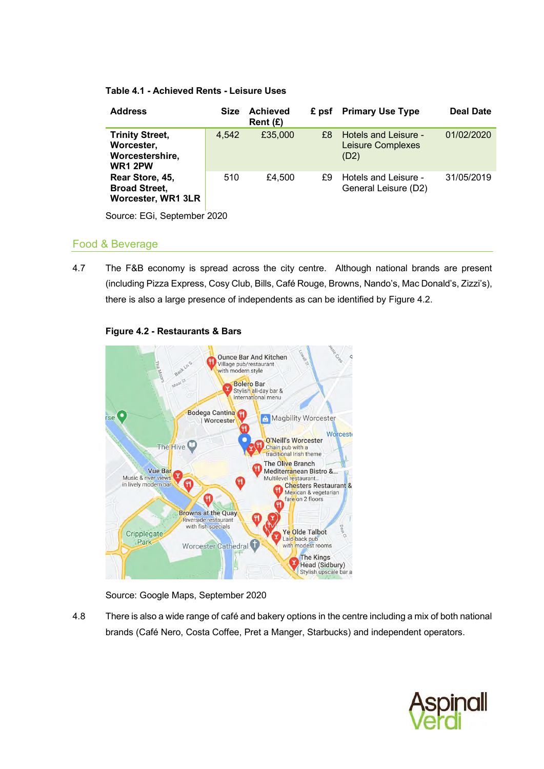**Table 4.1 - Achieved Rents - Leisure Uses**

| Address | Size | Achieved Rent (£) | £ psf | Primary Use Type | Deal Date |
|---|---|---|---|---|---|
| **Trinity Street, Worcester, Worcestershire, WR1 2PW** | 4,542 | £35,000 | £8 | Hotels and Leisure - Leisure Complexes (D2) | 01/02/2020 |
| **Rear Store, 45, Broad Street, Worcester, WR1 3LR** | 510 | £4,500 | £9 | Hotels and Leisure - General Leisure (D2) | 31/05/2019 |

Source: EGi, September 2020

## Food & Beverage

4.7 The F&B economy is spread across the city centre. Although national brands are present (including Pizza Express, Cosy Club, Bills, Café Rouge, Browns, Nando's, Mac Donald's, Zizzi's), there is also a large presence of independents as can be identified by Figure 4.2.

**Figure 4.2 - Restaurants & Bars**

Source: Google Maps, September 2020

4.8 There is also a wide range of café and bakery options in the centre including a mix of both national brands (Café Nero, Costa Coffee, Pret a Manger, Starbucks) and independent operators.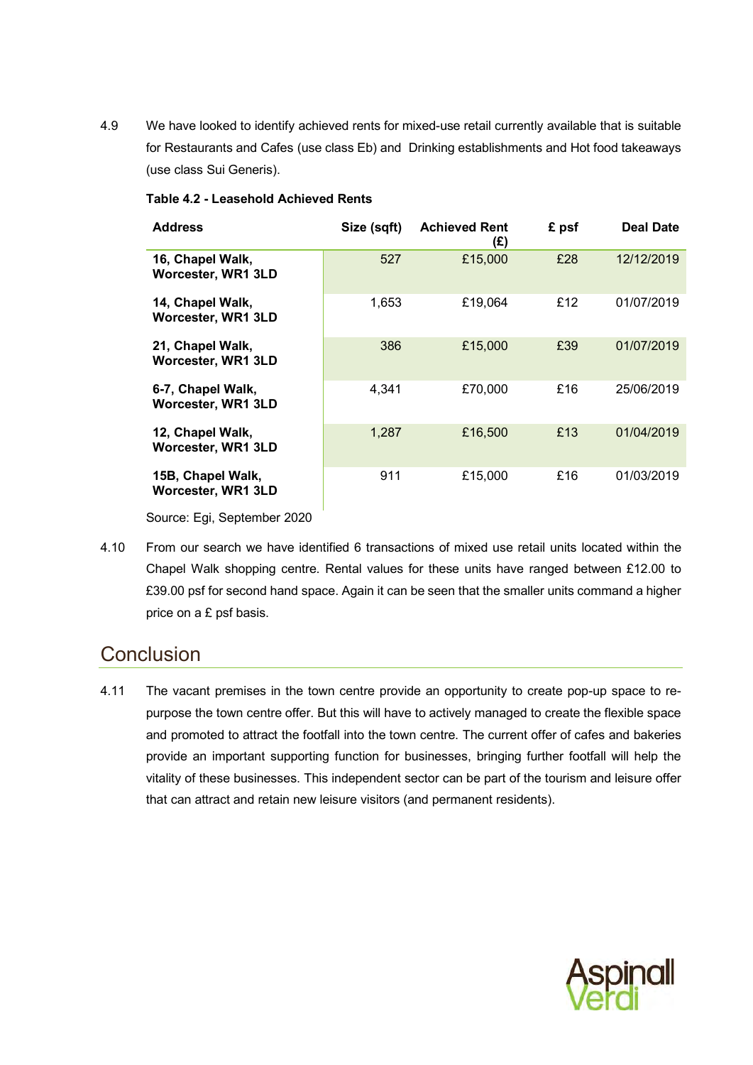4.9 We have looked to identify achieved rents for mixed-use retail currently available that is suitable for Restaurants and Cafes (use class Eb) and Drinking establishments and Hot food takeaways (use class Sui Generis).

**Table 4.2 - Leasehold Achieved Rents**

| Address | Size (sqft) | Achieved Rent (£) | £ psf | Deal Date |
|---|---|---|---|---|
| **16, Chapel Walk, Worcester, WR1 3LD** | 527 | £15,000 | £28 | 12/12/2019 |
| **14, Chapel Walk, Worcester, WR1 3LD** | 1,653 | £19,064 | £12 | 01/07/2019 |
| **21, Chapel Walk, Worcester, WR1 3LD** | 386 | £15,000 | £39 | 01/07/2019 |
| **6-7, Chapel Walk, Worcester, WR1 3LD** | 4,341 | £70,000 | £16 | 25/06/2019 |
| **12, Chapel Walk, Worcester, WR1 3LD** | 1,287 | £16,500 | £13 | 01/04/2019 |
| **15B, Chapel Walk, Worcester, WR1 3LD** | 911 | £15,000 | £16 | 01/03/2019 |

Source: Egi, September 2020

4.10 From our search we have identified 6 transactions of mixed use retail units located within the Chapel Walk shopping centre. Rental values for these units have ranged between £12.00 to £39.00 psf for second hand space. Again it can be seen that the smaller units command a higher price on a £ psf basis.

## Conclusion

4.11 The vacant premises in the town centre provide an opportunity to create pop-up space to re-purpose the town centre offer. But this will have to actively managed to create the flexible space and promoted to attract the footfall into the town centre. The current offer of cafes and bakeries provide an important supporting function for businesses, bringing further footfall will help the vitality of these businesses. This independent sector can be part of the tourism and leisure offer that can attract and retain new leisure visitors (and permanent residents).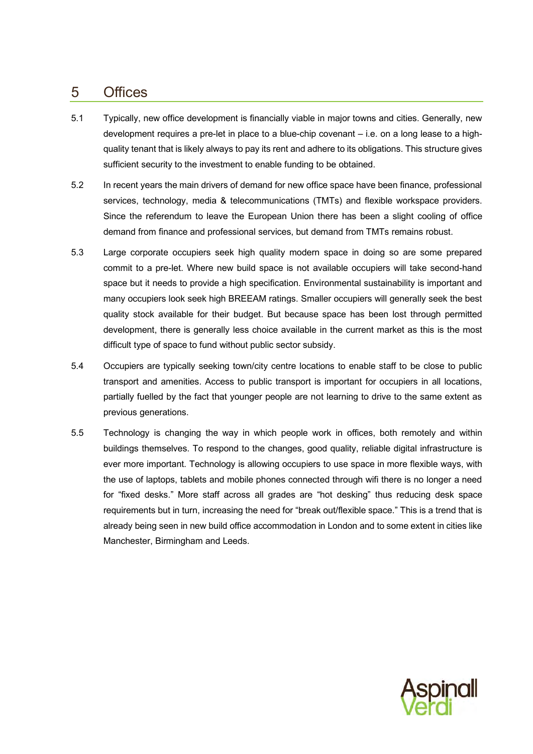# 5 Offices

5.1 Typically, new office development is financially viable in major towns and cities. Generally, new development requires a pre-let in place to a blue-chip covenant – i.e. on a long lease to a high-quality tenant that is likely always to pay its rent and adhere to its obligations. This structure gives sufficient security to the investment to enable funding to be obtained.

5.2 In recent years the main drivers of demand for new office space have been finance, professional services, technology, media & telecommunications (TMTs) and flexible workspace providers. Since the referendum to leave the European Union there has been a slight cooling of office demand from finance and professional services, but demand from TMTs remains robust.

5.3 Large corporate occupiers seek high quality modern space in doing so are some prepared commit to a pre-let. Where new build space is not available occupiers will take second-hand space but it needs to provide a high specification. Environmental sustainability is important and many occupiers look seek high BREEAM ratings. Smaller occupiers will generally seek the best quality stock available for their budget. But because space has been lost through permitted development, there is generally less choice available in the current market as this is the most difficult type of space to fund without public sector subsidy.

5.4 Occupiers are typically seeking town/city centre locations to enable staff to be close to public transport and amenities. Access to public transport is important for occupiers in all locations, partially fuelled by the fact that younger people are not learning to drive to the same extent as previous generations.

5.5 Technology is changing the way in which people work in offices, both remotely and within buildings themselves. To respond to the changes, good quality, reliable digital infrastructure is ever more important. Technology is allowing occupiers to use space in more flexible ways, with the use of laptops, tablets and mobile phones connected through wifi there is no longer a need for "fixed desks." More staff across all grades are "hot desking" thus reducing desk space requirements but in turn, increasing the need for "break out/flexible space." This is a trend that is already being seen in new build office accommodation in London and to some extent in cities like Manchester, Birmingham and Leeds.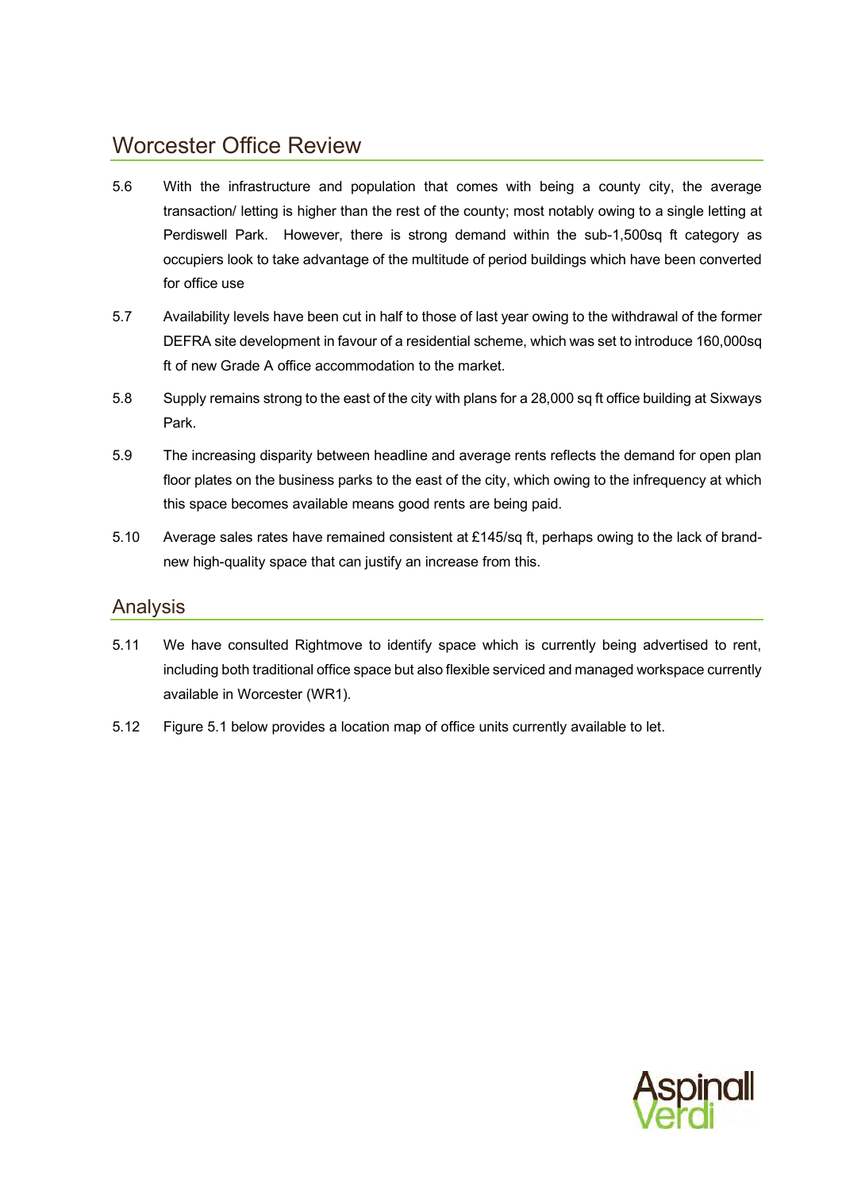## Worcester Office Review

5.6 With the infrastructure and population that comes with being a county city, the average transaction/ letting is higher than the rest of the county; most notably owing to a single letting at Perdiswell Park. However, there is strong demand within the sub-1,500sq ft category as occupiers look to take advantage of the multitude of period buildings which have been converted for office use

5.7 Availability levels have been cut in half to those of last year owing to the withdrawal of the former DEFRA site development in favour of a residential scheme, which was set to introduce 160,000sq ft of new Grade A office accommodation to the market.

5.8 Supply remains strong to the east of the city with plans for a 28,000 sq ft office building at Sixways Park.

5.9 The increasing disparity between headline and average rents reflects the demand for open plan floor plates on the business parks to the east of the city, which owing to the infrequency at which this space becomes available means good rents are being paid.

5.10 Average sales rates have remained consistent at £145/sq ft, perhaps owing to the lack of brand-new high-quality space that can justify an increase from this.

## Analysis

5.11 We have consulted Rightmove to identify space which is currently being advertised to rent, including both traditional office space but also flexible serviced and managed workspace currently available in Worcester (WR1).

5.12 Figure 5.1 below provides a location map of office units currently available to let.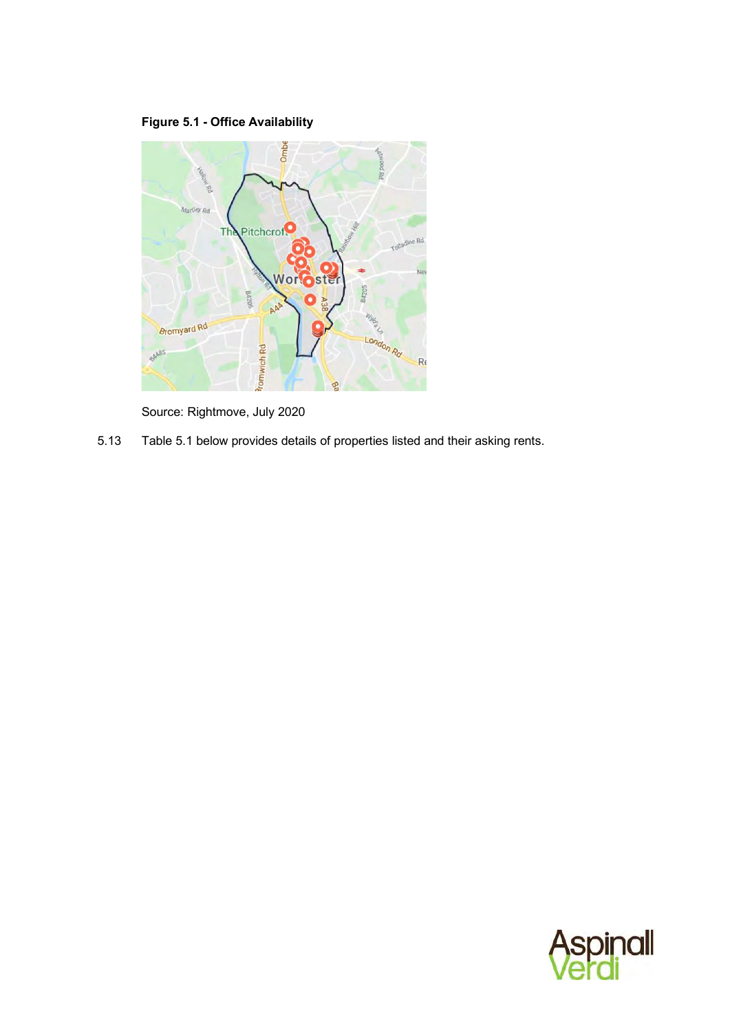**Figure 5.1 - Office Availability**

Source: Rightmove, July 2020

5.13 Table 5.1 below provides details of properties listed and their asking rents.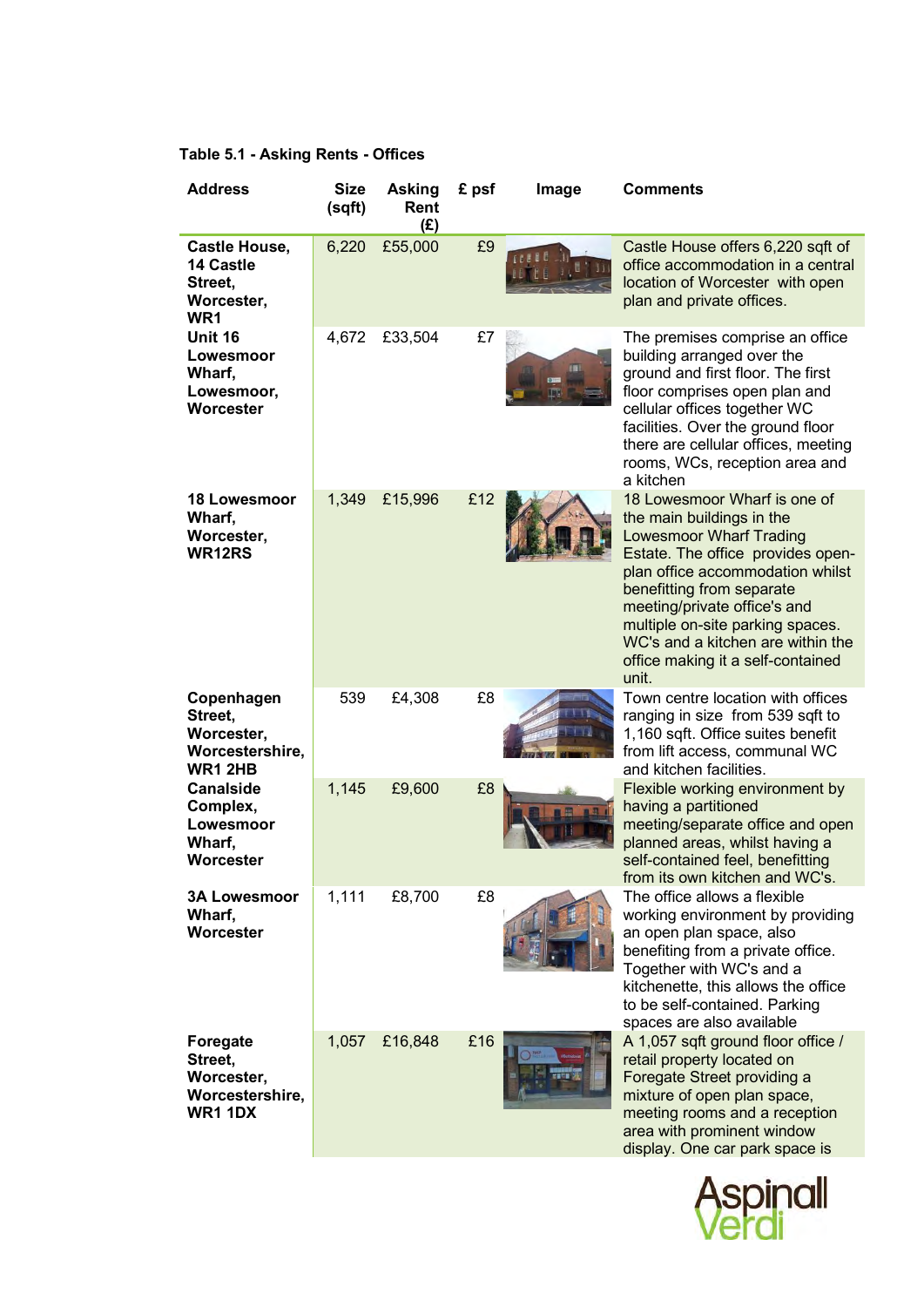**Table 5.1 - Asking Rents - Offices**

| Address | Size (sqft) | Asking Rent (£) | £ psf | Image | Comments |
|---|---|---|---|---|---|
| **Castle House, 14 Castle Street, Worcester, WR1** | 6,220 | £55,000 | £9 | | Castle House offers 6,220 sqft of office accommodation in a central location of Worcester with open plan and private offices. |
| **Unit 16 Lowesmoor Wharf, Lowesmoor, Worcester** | 4,672 | £33,504 | £7 | | The premises comprise an office building arranged over the ground and first floor. The first floor comprises open plan and cellular offices together WC facilities. Over the ground floor there are cellular offices, meeting rooms, WCs, reception area and a kitchen |
| **18 Lowesmoor Wharf, Worcester, WR12RS** | 1,349 | £15,996 | £12 | | 18 Lowesmoor Wharf is one of the main buildings in the Lowesmoor Wharf Trading Estate. The office provides open-plan office accommodation whilst benefitting from separate meeting/private office's and multiple on-site parking spaces. WC's and a kitchen are within the office making it a self-contained unit. |
| **Copenhagen Street, Worcester, Worcestershire, WR1 2HB** | 539 | £4,308 | £8 | | Town centre location with offices ranging in size from 539 sqft to 1,160 sqft. Office suites benefit from lift access, communal WC and kitchen facilities. |
| **Canalside Complex, Lowesmoor Wharf, Worcester** | 1,145 | £9,600 | £8 | | Flexible working environment by having a partitioned meeting/separate office and open planned areas, whilst having a self-contained feel, benefitting from its own kitchen and WC's. |
| **3A Lowesmoor Wharf, Worcester** | 1,111 | £8,700 | £8 | | The office allows a flexible working environment by providing an open plan space, also benefiting from a private office. Together with WC's and a kitchenette, this allows the office to be self-contained. Parking spaces are also available |
| **Foregate Street, Worcester, Worcestershire, WR1 1DX** | 1,057 | £16,848 | £16 | | A 1,057 sqft ground floor office / retail property located on Foregate Street providing a mixture of open plan space, meeting rooms and a reception area with prominent window display. One car park space is |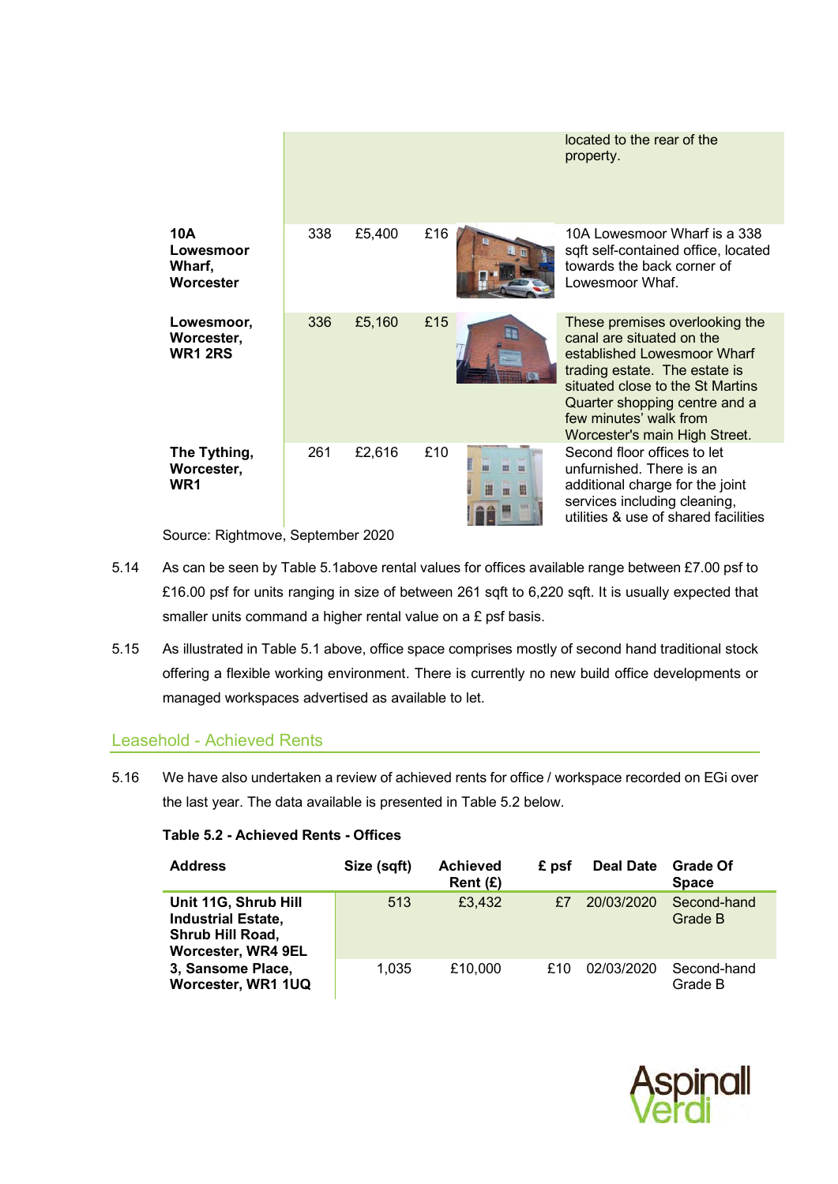| | | | | | |
|---|---|---|---|---|---|
| | | | | | located to the rear of the property. |
| **10A Lowesmoor Wharf, Worcester** | 338 | £5,400 | £16 | | 10A Lowesmoor Wharf is a 338 sqft self-contained office, located towards the back corner of Lowesmoor Whaf. |
| **Lowesmoor, Worcester, WR1 2RS** | 336 | £5,160 | £15 | | These premises overlooking the canal are situated on the established Lowesmoor Wharf trading estate. The estate is situated close to the St Martins Quarter shopping centre and a few minutes' walk from Worcester's main High Street. |
| **The Tything, Worcester, WR1** | 261 | £2,616 | £10 | | Second floor offices to let unfurnished. There is an additional charge for the joint services including cleaning, utilities & use of shared facilities |

Source: Rightmove, September 2020

5.14 As can be seen by Table 5.1above rental values for offices available range between £7.00 psf to £16.00 psf for units ranging in size of between 261 sqft to 6,220 sqft. It is usually expected that smaller units command a higher rental value on a £ psf basis.

5.15 As illustrated in Table 5.1 above, office space comprises mostly of second hand traditional stock offering a flexible working environment. There is currently no new build office developments or managed workspaces advertised as available to let.

## Leasehold - Achieved Rents

5.16 We have also undertaken a review of achieved rents for office / workspace recorded on EGi over the last year. The data available is presented in Table 5.2 below.

**Table 5.2 - Achieved Rents - Offices**

| Address | Size (sqft) | Achieved Rent (£) | £ psf | Deal Date | Grade Of Space |
|---|---|---|---|---|---|
| **Unit 11G, Shrub Hill Industrial Estate, Shrub Hill Road, Worcester, WR4 9EL** | 513 | £3,432 | £7 | 20/03/2020 | Second-hand Grade B |
| **3, Sansome Place, Worcester, WR1 1UQ** | 1,035 | £10,000 | £10 | 02/03/2020 | Second-hand Grade B |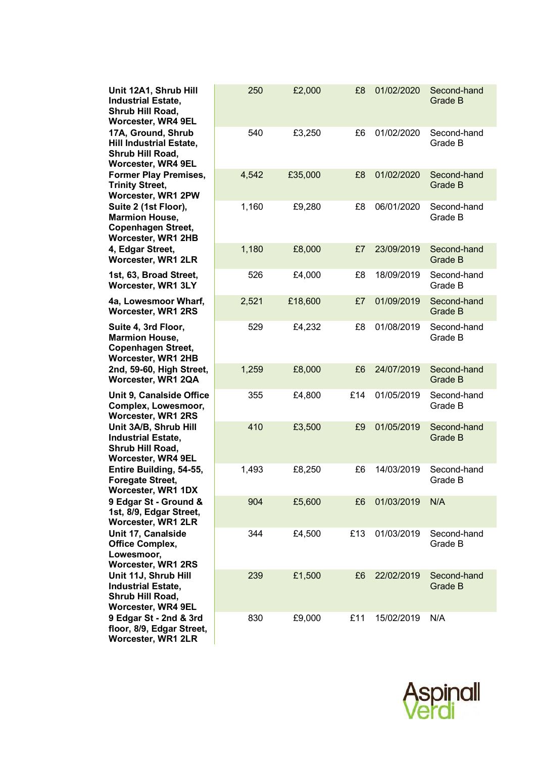| | | | | | |
|---|---|---|---|---|---|
| **Unit 12A1, Shrub Hill Industrial Estate, Shrub Hill Road, Worcester, WR4 9EL** | 250 | £2,000 | £8 | 01/02/2020 | Second-hand Grade B |
| **17A, Ground, Shrub Hill Industrial Estate, Shrub Hill Road, Worcester, WR4 9EL** | 540 | £3,250 | £6 | 01/02/2020 | Second-hand Grade B |
| **Former Play Premises, Trinity Street, Worcester, WR1 2PW** | 4,542 | £35,000 | £8 | 01/02/2020 | Second-hand Grade B |
| **Suite 2 (1st Floor), Marmion House, Copenhagen Street, Worcester, WR1 2HB** | 1,160 | £9,280 | £8 | 06/01/2020 | Second-hand Grade B |
| **4, Edgar Street, Worcester, WR1 2LR** | 1,180 | £8,000 | £7 | 23/09/2019 | Second-hand Grade B |
| **1st, 63, Broad Street, Worcester, WR1 3LY** | 526 | £4,000 | £8 | 18/09/2019 | Second-hand Grade B |
| **4a, Lowesmoor Wharf, Worcester, WR1 2RS** | 2,521 | £18,600 | £7 | 01/09/2019 | Second-hand Grade B |
| **Suite 4, 3rd Floor, Marmion House, Copenhagen Street, Worcester, WR1 2HB** | 529 | £4,232 | £8 | 01/08/2019 | Second-hand Grade B |
| **2nd, 59-60, High Street, Worcester, WR1 2QA** | 1,259 | £8,000 | £6 | 24/07/2019 | Second-hand Grade B |
| **Unit 9, Canalside Office Complex, Lowesmoor, Worcester, WR1 2RS** | 355 | £4,800 | £14 | 01/05/2019 | Second-hand Grade B |
| **Unit 3A/B, Shrub Hill Industrial Estate, Shrub Hill Road, Worcester, WR4 9EL** | 410 | £3,500 | £9 | 01/05/2019 | Second-hand Grade B |
| **Entire Building, 54-55, Foregate Street, Worcester, WR1 1DX** | 1,493 | £8,250 | £6 | 14/03/2019 | Second-hand Grade B |
| **9 Edgar St - Ground & 1st, 8/9, Edgar Street, Worcester, WR1 2LR** | 904 | £5,600 | £6 | 01/03/2019 | N/A |
| **Unit 17, Canalside Office Complex, Lowesmoor, Worcester, WR1 2RS** | 344 | £4,500 | £13 | 01/03/2019 | Second-hand Grade B |
| **Unit 11J, Shrub Hill Industrial Estate, Shrub Hill Road, Worcester, WR4 9EL** | 239 | £1,500 | £6 | 22/02/2019 | Second-hand Grade B |
| **9 Edgar St - 2nd & 3rd floor, 8/9, Edgar Street, Worcester, WR1 2LR** | 830 | £9,000 | £11 | 15/02/2019 | N/A |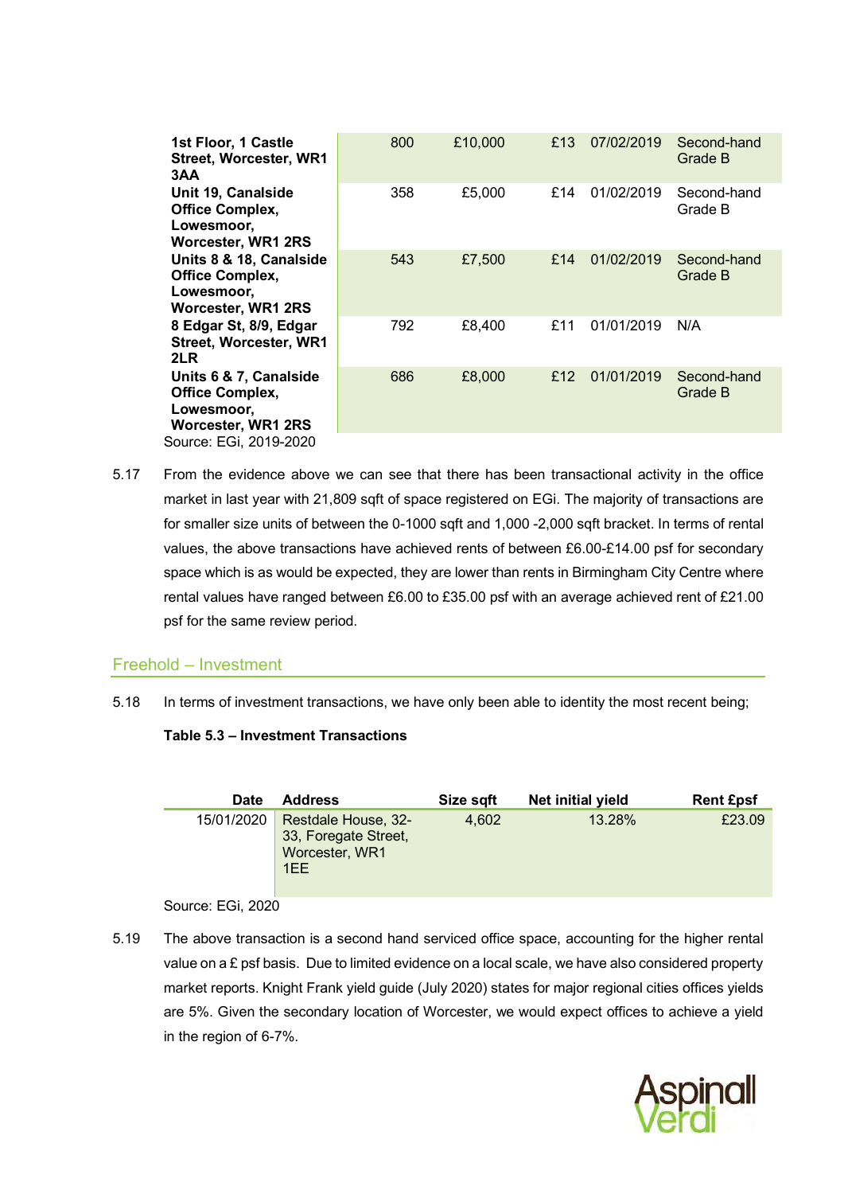| | | | | | |
|---|---|---|---|---|---|
| **1st Floor, 1 Castle Street, Worcester, WR1 3AA** | 800 | £10,000 | £13 | 07/02/2019 | Second-hand Grade B |
| **Unit 19, Canalside Office Complex, Lowesmoor, Worcester, WR1 2RS** | 358 | £5,000 | £14 | 01/02/2019 | Second-hand Grade B |
| **Units 8 & 18, Canalside Office Complex, Lowesmoor, Worcester, WR1 2RS** | 543 | £7,500 | £14 | 01/02/2019 | Second-hand Grade B |
| **8 Edgar St, 8/9, Edgar Street, Worcester, WR1 2LR** | 792 | £8,400 | £11 | 01/01/2019 | N/A |
| **Units 6 & 7, Canalside Office Complex, Lowesmoor, Worcester, WR1 2RS** | 686 | £8,000 | £12 | 01/01/2019 | Second-hand Grade B |

Source: EGi, 2019-2020

5.17 From the evidence above we can see that there has been transactional activity in the office market in last year with 21,809 sqft of space registered on EGi. The majority of transactions are for smaller size units of between the 0-1000 sqft and 1,000 -2,000 sqft bracket. In terms of rental values, the above transactions have achieved rents of between £6.00-£14.00 psf for secondary space which is as would be expected, they are lower than rents in Birmingham City Centre where rental values have ranged between £6.00 to £35.00 psf with an average achieved rent of £21.00 psf for the same review period.

## Freehold – Investment

5.18 In terms of investment transactions, we have only been able to identity the most recent being;

**Table 5.3 – Investment Transactions**

| Date | Address | Size sqft | Net initial yield | Rent £psf |
|---|---|---|---|---|
| 15/01/2020 | Restdale House, 32-33, Foregate Street, Worcester, WR1 1EE | 4,602 | 13.28% | £23.09 |

Source: EGi, 2020

5.19 The above transaction is a second hand serviced office space, accounting for the higher rental value on a £ psf basis. Due to limited evidence on a local scale, we have also considered property market reports. Knight Frank yield guide (July 2020) states for major regional cities offices yields are 5%. Given the secondary location of Worcester, we would expect offices to achieve a yield in the region of 6-7%.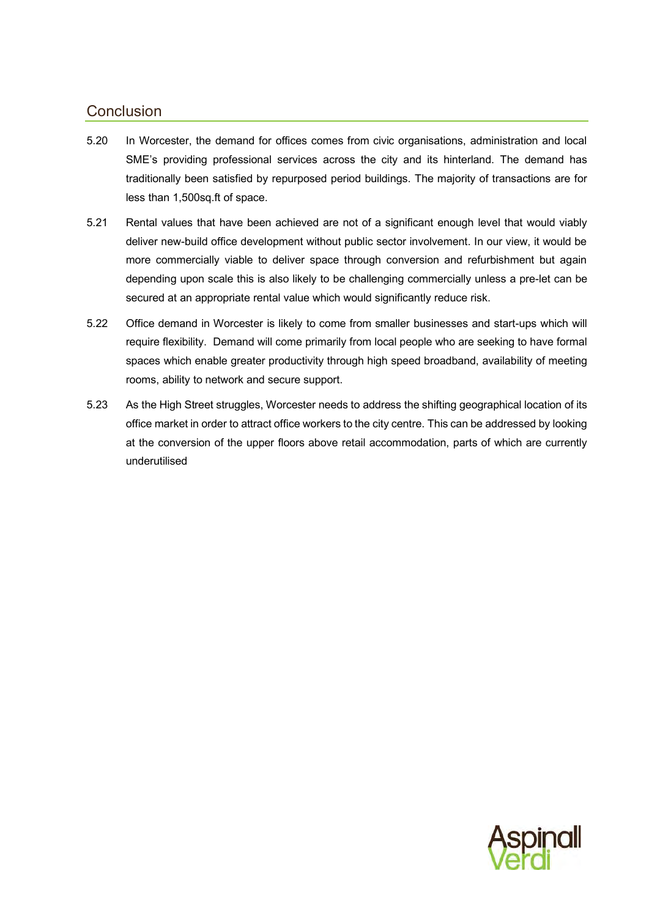## Conclusion

5.20 In Worcester, the demand for offices comes from civic organisations, administration and local SME's providing professional services across the city and its hinterland. The demand has traditionally been satisfied by repurposed period buildings. The majority of transactions are for less than 1,500sq.ft of space.

5.21 Rental values that have been achieved are not of a significant enough level that would viably deliver new-build office development without public sector involvement. In our view, it would be more commercially viable to deliver space through conversion and refurbishment but again depending upon scale this is also likely to be challenging commercially unless a pre-let can be secured at an appropriate rental value which would significantly reduce risk.

5.22 Office demand in Worcester is likely to come from smaller businesses and start-ups which will require flexibility. Demand will come primarily from local people who are seeking to have formal spaces which enable greater productivity through high speed broadband, availability of meeting rooms, ability to network and secure support.

5.23 As the High Street struggles, Worcester needs to address the shifting geographical location of its office market in order to attract office workers to the city centre. This can be addressed by looking at the conversion of the upper floors above retail accommodation, parts of which are currently underutilised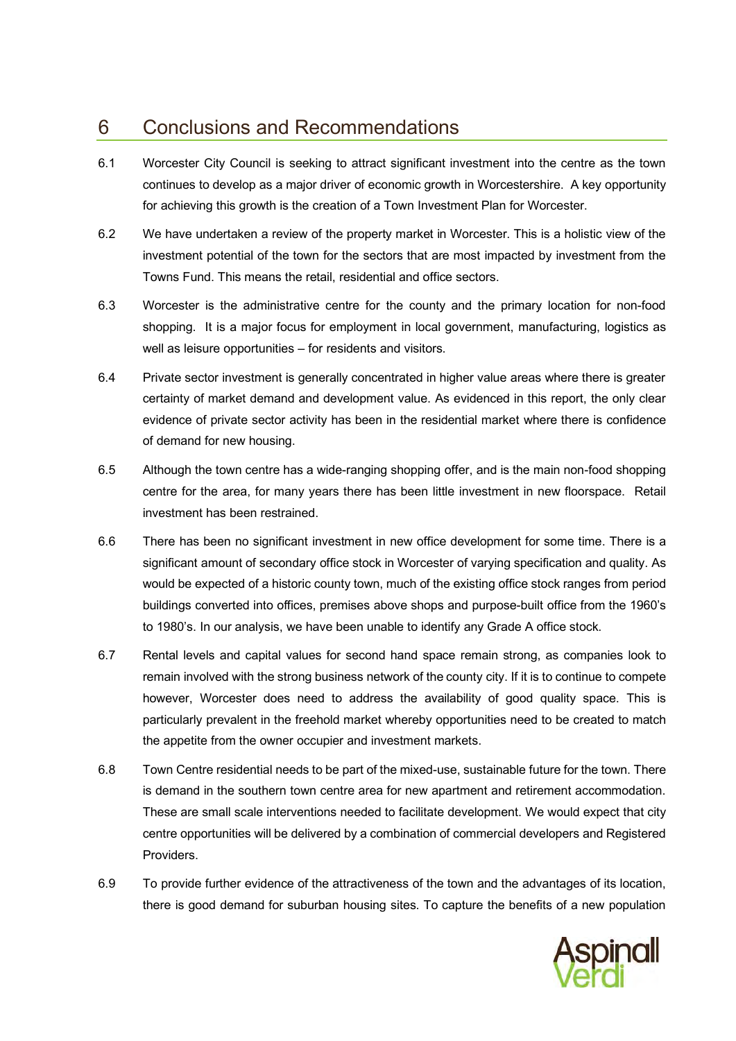# 6 Conclusions and Recommendations

6.1 Worcester City Council is seeking to attract significant investment into the centre as the town continues to develop as a major driver of economic growth in Worcestershire. A key opportunity for achieving this growth is the creation of a Town Investment Plan for Worcester.

6.2 We have undertaken a review of the property market in Worcester. This is a holistic view of the investment potential of the town for the sectors that are most impacted by investment from the Towns Fund. This means the retail, residential and office sectors.

6.3 Worcester is the administrative centre for the county and the primary location for non-food shopping. It is a major focus for employment in local government, manufacturing, logistics as well as leisure opportunities – for residents and visitors.

6.4 Private sector investment is generally concentrated in higher value areas where there is greater certainty of market demand and development value. As evidenced in this report, the only clear evidence of private sector activity has been in the residential market where there is confidence of demand for new housing.

6.5 Although the town centre has a wide-ranging shopping offer, and is the main non-food shopping centre for the area, for many years there has been little investment in new floorspace. Retail investment has been restrained.

6.6 There has been no significant investment in new office development for some time. There is a significant amount of secondary office stock in Worcester of varying specification and quality. As would be expected of a historic county town, much of the existing office stock ranges from period buildings converted into offices, premises above shops and purpose-built office from the 1960's to 1980's. In our analysis, we have been unable to identify any Grade A office stock.

6.7 Rental levels and capital values for second hand space remain strong, as companies look to remain involved with the strong business network of the county city. If it is to continue to compete however, Worcester does need to address the availability of good quality space. This is particularly prevalent in the freehold market whereby opportunities need to be created to match the appetite from the owner occupier and investment markets.

6.8 Town Centre residential needs to be part of the mixed-use, sustainable future for the town. There is demand in the southern town centre area for new apartment and retirement accommodation. These are small scale interventions needed to facilitate development. We would expect that city centre opportunities will be delivered by a combination of commercial developers and Registered Providers.

6.9 To provide further evidence of the attractiveness of the town and the advantages of its location, there is good demand for suburban housing sites. To capture the benefits of a new population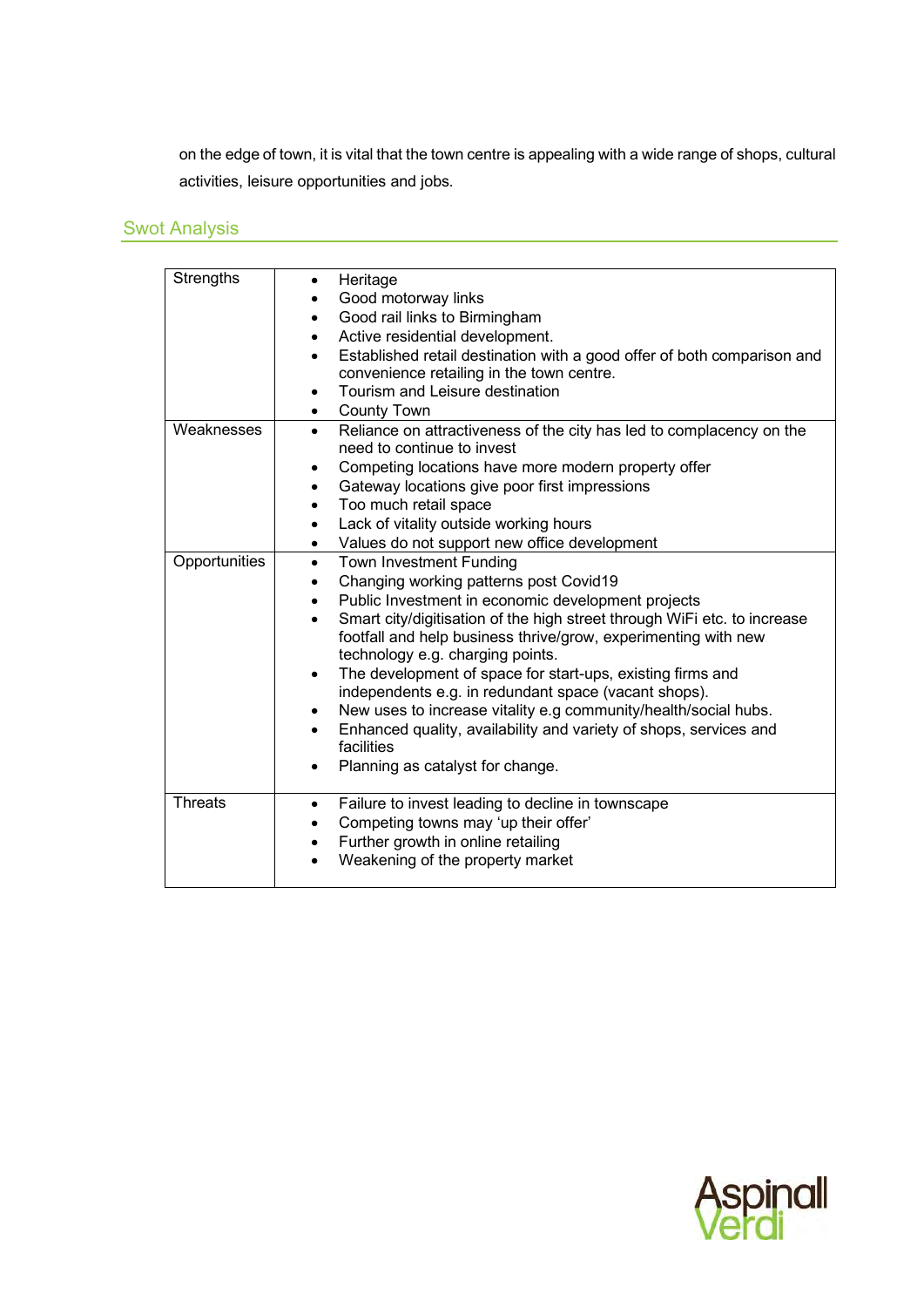on the edge of town, it is vital that the town centre is appealing with a wide range of shops, cultural activities, leisure opportunities and jobs.

## Swot Analysis

| | |
|---|---|
| Strengths | • Heritage<br>• Good motorway links<br>• Good rail links to Birmingham<br>• Active residential development.<br>• Established retail destination with a good offer of both comparison and convenience retailing in the town centre.<br>• Tourism and Leisure destination<br>• County Town |
| Weaknesses | • Reliance on attractiveness of the city has led to complacency on the need to continue to invest<br>• Competing locations have more modern property offer<br>• Gateway locations give poor first impressions<br>• Too much retail space<br>• Lack of vitality outside working hours<br>• Values do not support new office development |
| Opportunities | • Town Investment Funding<br>• Changing working patterns post Covid19<br>• Public Investment in economic development projects<br>• Smart city/digitisation of the high street through WiFi etc. to increase footfall and help business thrive/grow, experimenting with new technology e.g. charging points.<br>• The development of space for start-ups, existing firms and independents e.g. in redundant space (vacant shops).<br>• New uses to increase vitality e.g community/health/social hubs.<br>• Enhanced quality, availability and variety of shops, services and facilities<br>• Planning as catalyst for change. |
| Threats | • Failure to invest leading to decline in townscape<br>• Competing towns may 'up their offer'<br>• Further growth in online retailing<br>• Weakening of the property market |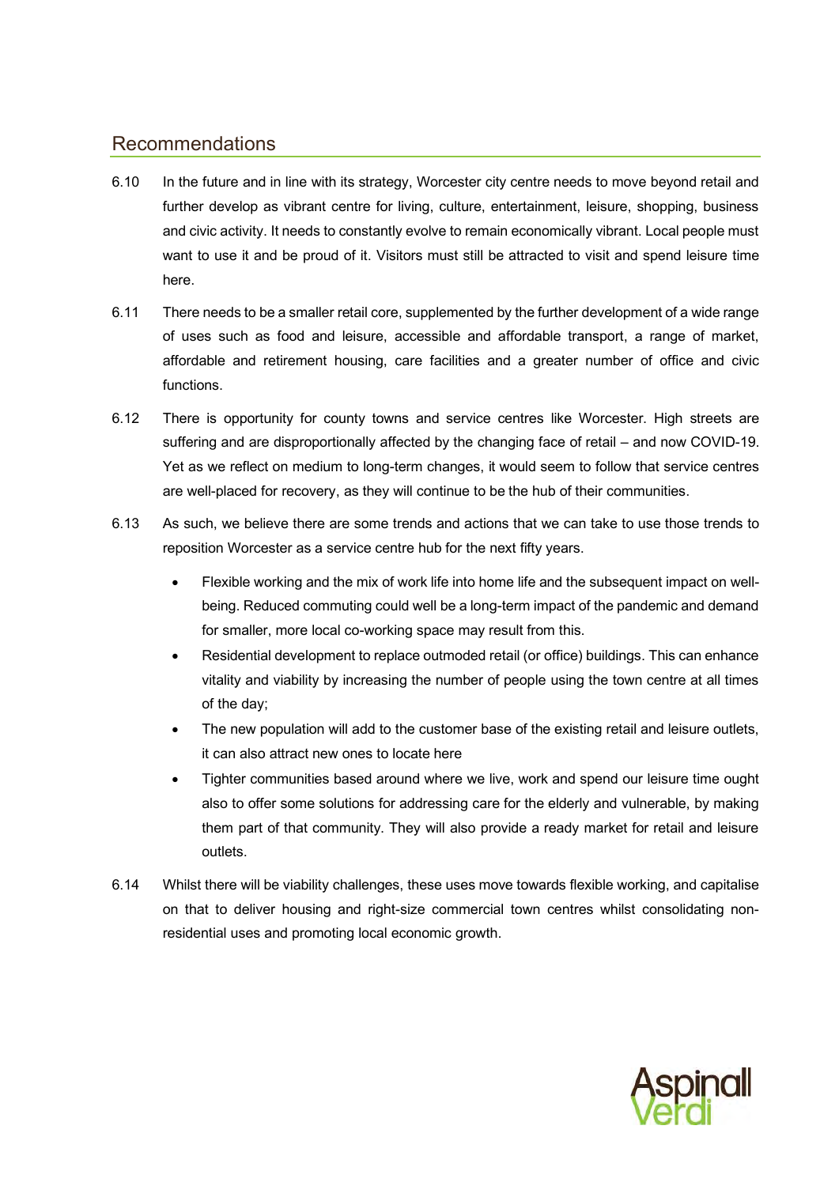## Recommendations

6.10 In the future and in line with its strategy, Worcester city centre needs to move beyond retail and further develop as vibrant centre for living, culture, entertainment, leisure, shopping, business and civic activity. It needs to constantly evolve to remain economically vibrant. Local people must want to use it and be proud of it. Visitors must still be attracted to visit and spend leisure time here.

6.11 There needs to be a smaller retail core, supplemented by the further development of a wide range of uses such as food and leisure, accessible and affordable transport, a range of market, affordable and retirement housing, care facilities and a greater number of office and civic functions.

6.12 There is opportunity for county towns and service centres like Worcester. High streets are suffering and are disproportionally affected by the changing face of retail – and now COVID-19. Yet as we reflect on medium to long-term changes, it would seem to follow that service centres are well-placed for recovery, as they will continue to be the hub of their communities.

6.13 As such, we believe there are some trends and actions that we can take to use those trends to reposition Worcester as a service centre hub for the next fifty years.

- Flexible working and the mix of work life into home life and the subsequent impact on well-being. Reduced commuting could well be a long-term impact of the pandemic and demand for smaller, more local co-working space may result from this.
- Residential development to replace outmoded retail (or office) buildings. This can enhance vitality and viability by increasing the number of people using the town centre at all times of the day;
- The new population will add to the customer base of the existing retail and leisure outlets, it can also attract new ones to locate here
- Tighter communities based around where we live, work and spend our leisure time ought also to offer some solutions for addressing care for the elderly and vulnerable, by making them part of that community. They will also provide a ready market for retail and leisure outlets.

6.14 Whilst there will be viability challenges, these uses move towards flexible working, and capitalise on that to deliver housing and right-size commercial town centres whilst consolidating non-residential uses and promoting local economic growth.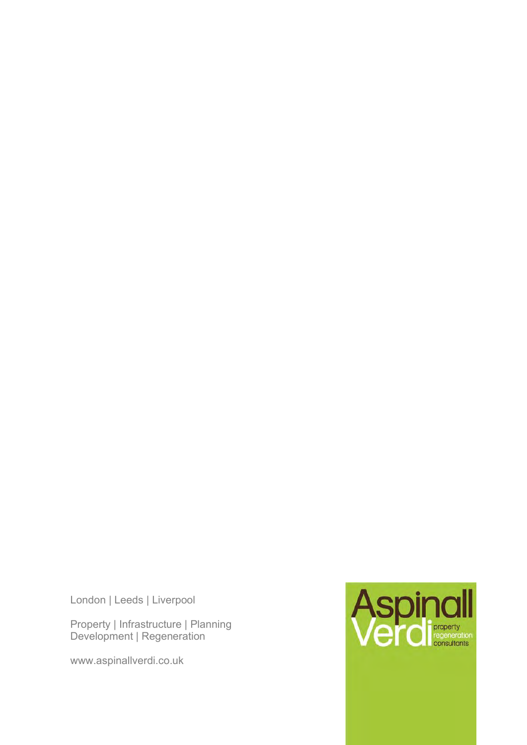London | Leeds | Liverpool

Property | Infrastructure | Planning
Development | Regeneration

www.aspinallverdi.co.uk

Aspinall Verdi

property regeneration consultants